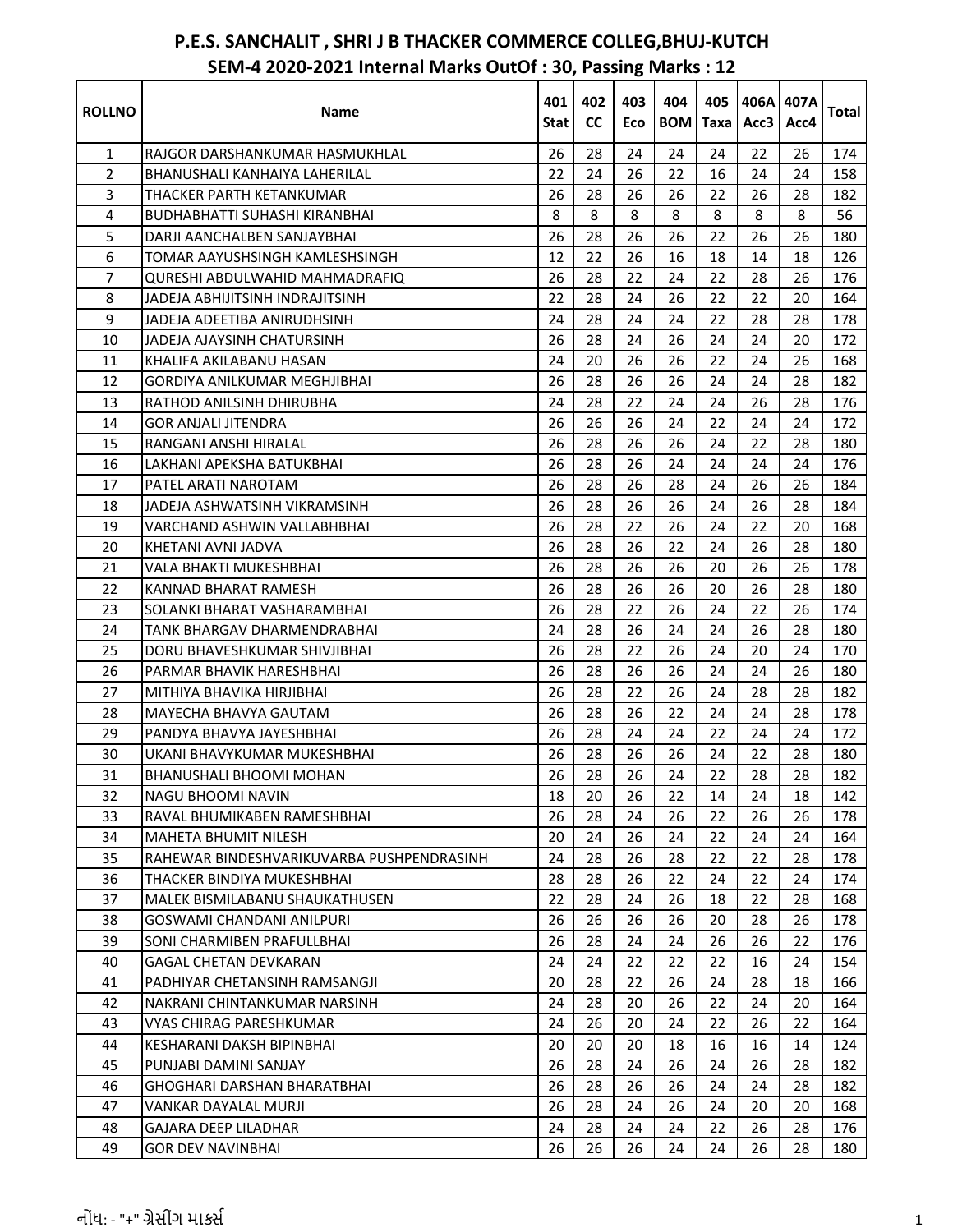# P.E.S. SANCHALIT , SHRI J B THACKER COMMERCE COLLEG,BHUJ-KUTCH

## SEM-4 2020-2021 Internal Marks OutOf : 30, Passing Marks : 12

| ROLLNO | Name | 401 Stat | 402 CC | 403 Eco | 404 BOM | 405 Taxa | 406A Acc3 | 407A Acc4 | Total |
|---|---|---|---|---|---|---|---|---|---|
| 1 | RAJGOR DARSHANKUMAR HASMUKHLAL | 26 | 28 | 24 | 24 | 24 | 22 | 26 | 174 |
| 2 | BHANUSHALI KANHAIYA LAHERILAL | 22 | 24 | 26 | 22 | 16 | 24 | 24 | 158 |
| 3 | THACKER PARTH KETANKUMAR | 26 | 28 | 26 | 26 | 22 | 26 | 28 | 182 |
| 4 | BUDHABHATTI SUHASHI KIRANBHAI | 8 | 8 | 8 | 8 | 8 | 8 | 8 | 56 |
| 5 | DARJI AANCHALBEN SANJAYBHAI | 26 | 28 | 26 | 26 | 22 | 26 | 26 | 180 |
| 6 | TOMAR AAYUSHSINGH KAMLESHSINGH | 12 | 22 | 26 | 16 | 18 | 14 | 18 | 126 |
| 7 | QURESHI ABDULWAHID MAHMADRAFIQ | 26 | 28 | 22 | 24 | 22 | 28 | 26 | 176 |
| 8 | JADEJA ABHIJITSINH INDRAJITSINH | 22 | 28 | 24 | 26 | 22 | 22 | 20 | 164 |
| 9 | JADEJA ADEETIBA ANIRUDHSINH | 24 | 28 | 24 | 24 | 22 | 28 | 28 | 178 |
| 10 | JADEJA AJAYSINH CHATURSINH | 26 | 28 | 24 | 26 | 24 | 24 | 20 | 172 |
| 11 | KHALIFA AKILABANU HASAN | 24 | 20 | 26 | 26 | 22 | 24 | 26 | 168 |
| 12 | GORDIYA ANILKUMAR MEGHJIBHAI | 26 | 28 | 26 | 26 | 24 | 24 | 28 | 182 |
| 13 | RATHOD ANILSINH DHIRUBHA | 24 | 28 | 22 | 24 | 24 | 26 | 28 | 176 |
| 14 | GOR ANJALI JITENDRA | 26 | 26 | 26 | 24 | 22 | 24 | 24 | 172 |
| 15 | RANGANI ANSHI HIRALAL | 26 | 28 | 26 | 26 | 24 | 22 | 28 | 180 |
| 16 | LAKHANI APEKSHA BATUKBHAI | 26 | 28 | 26 | 24 | 24 | 24 | 24 | 176 |
| 17 | PATEL ARATI NAROTAM | 26 | 28 | 26 | 28 | 24 | 26 | 26 | 184 |
| 18 | JADEJA ASHWATSINH VIKRAMSINH | 26 | 28 | 26 | 26 | 24 | 26 | 28 | 184 |
| 19 | VARCHAND ASHWIN VALLABHBHAI | 26 | 28 | 22 | 26 | 24 | 22 | 20 | 168 |
| 20 | KHETANI AVNI JADVA | 26 | 28 | 26 | 22 | 24 | 26 | 28 | 180 |
| 21 | VALA BHAKTI MUKESHBHAI | 26 | 28 | 26 | 26 | 20 | 26 | 26 | 178 |
| 22 | KANNAD BHARAT RAMESH | 26 | 28 | 26 | 26 | 20 | 26 | 28 | 180 |
| 23 | SOLANKI BHARAT VASHARAMBHAI | 26 | 28 | 22 | 26 | 24 | 22 | 26 | 174 |
| 24 | TANK BHARGAV DHARMENDRABHAI | 24 | 28 | 26 | 24 | 24 | 26 | 28 | 180 |
| 25 | DORU BHAVESHKUMAR SHIVJIBHAI | 26 | 28 | 22 | 26 | 24 | 20 | 24 | 170 |
| 26 | PARMAR BHAVIK HARESHBHAI | 26 | 28 | 26 | 26 | 24 | 24 | 26 | 180 |
| 27 | MITHIYA BHAVIKA HIRJIBHAI | 26 | 28 | 22 | 26 | 24 | 28 | 28 | 182 |
| 28 | MAYECHA BHAVYA GAUTAM | 26 | 28 | 26 | 22 | 24 | 24 | 28 | 178 |
| 29 | PANDYA BHAVYA JAYESHBHAI | 26 | 28 | 24 | 24 | 22 | 24 | 24 | 172 |
| 30 | UKANI BHAVYKUMAR MUKESHBHAI | 26 | 28 | 26 | 26 | 24 | 22 | 28 | 180 |
| 31 | BHANUSHALI BHOOMI MOHAN | 26 | 28 | 26 | 24 | 22 | 28 | 28 | 182 |
| 32 | NAGU BHOOMI NAVIN | 18 | 20 | 26 | 22 | 14 | 24 | 18 | 142 |
| 33 | RAVAL BHUMIKABEN RAMESHBHAI | 26 | 28 | 24 | 26 | 22 | 26 | 26 | 178 |
| 34 | MAHETA BHUMIT NILESH | 20 | 24 | 26 | 24 | 22 | 24 | 24 | 164 |
| 35 | RAHEWAR BINDESHVARIKUVARBA PUSHPENDRASINH | 24 | 28 | 26 | 28 | 22 | 22 | 28 | 178 |
| 36 | THACKER BINDIYA MUKESHBHAI | 28 | 28 | 26 | 22 | 24 | 22 | 24 | 174 |
| 37 | MALEK BISMILABANU SHAUKATHUSEN | 22 | 28 | 24 | 26 | 18 | 22 | 28 | 168 |
| 38 | GOSWAMI CHANDANI ANILPURI | 26 | 26 | 26 | 26 | 20 | 28 | 26 | 178 |
| 39 | SONI CHARMIBEN PRAFULLBHAI | 26 | 28 | 24 | 24 | 26 | 26 | 22 | 176 |
| 40 | GAGAL CHETAN DEVKARAN | 24 | 24 | 22 | 22 | 22 | 16 | 24 | 154 |
| 41 | PADHIYAR CHETANSINH RAMSANGJI | 20 | 28 | 22 | 26 | 24 | 28 | 18 | 166 |
| 42 | NAKRANI CHINTANKUMAR NARSINH | 24 | 28 | 20 | 26 | 22 | 24 | 20 | 164 |
| 43 | VYAS CHIRAG PARESHKUMAR | 24 | 26 | 20 | 24 | 22 | 26 | 22 | 164 |
| 44 | KESHARANI DAKSH BIPINBHAI | 20 | 20 | 20 | 18 | 16 | 16 | 14 | 124 |
| 45 | PUNJABI DAMINI SANJAY | 26 | 28 | 24 | 26 | 24 | 26 | 28 | 182 |
| 46 | GHOGHARI DARSHAN BHARATBHAI | 26 | 28 | 26 | 26 | 24 | 24 | 28 | 182 |
| 47 | VANKAR DAYALAL MURJI | 26 | 28 | 24 | 26 | 24 | 20 | 20 | 168 |
| 48 | GAJARA DEEP LILADHAR | 24 | 28 | 24 | 24 | 22 | 26 | 28 | 176 |
| 49 | GOR DEV NAVINBHAI | 26 | 26 | 26 | 24 | 24 | 26 | 28 | 180 |

નોંધ: - "+" ગ્રેસીંગ માર્ક્સ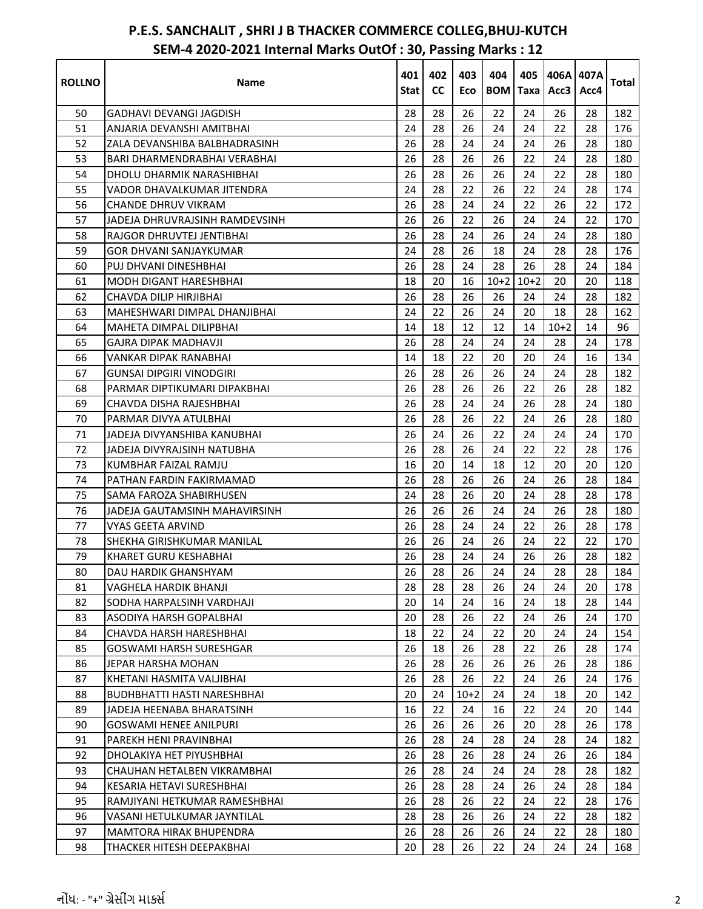# P.E.S. SANCHALIT , SHRI J B THACKER COMMERCE COLLEG,BHUJ-KUTCH

## SEM-4 2020-2021 Internal Marks OutOf : 30, Passing Marks : 12

| ROLLNO | Name | 401 Stat | 402 CC | 403 Eco | 404 BOM | 405 Taxa | 406A Acc3 | 407A Acc4 | Total |
|---|---|---|---|---|---|---|---|---|---|
| 50 | GADHAVI DEVANGI JAGDISH | 28 | 28 | 26 | 22 | 24 | 26 | 28 | 182 |
| 51 | ANJARIA DEVANSHI AMITBHAI | 24 | 28 | 26 | 24 | 24 | 22 | 28 | 176 |
| 52 | ZALA DEVANSHIBA BALBHADRASINH | 26 | 28 | 24 | 24 | 24 | 26 | 28 | 180 |
| 53 | BARI DHARMENDRABHAI VERABHAI | 26 | 28 | 26 | 26 | 22 | 24 | 28 | 180 |
| 54 | DHOLU DHARMIK NARASHIBHAI | 26 | 28 | 26 | 26 | 24 | 22 | 28 | 180 |
| 55 | VADOR DHAVALKUMAR JITENDRA | 24 | 28 | 22 | 26 | 22 | 24 | 28 | 174 |
| 56 | CHANDE DHRUV VIKRAM | 26 | 28 | 24 | 24 | 22 | 26 | 22 | 172 |
| 57 | JADEJA DHRUVRAJSINH RAMDEVSINH | 26 | 26 | 22 | 26 | 24 | 24 | 22 | 170 |
| 58 | RAJGOR DHRUVTEJ JENTIBHAI | 26 | 28 | 24 | 26 | 24 | 24 | 28 | 180 |
| 59 | GOR DHVANI SANJAYKUMAR | 24 | 28 | 26 | 18 | 24 | 28 | 28 | 176 |
| 60 | PUJ DHVANI DINESHBHAI | 26 | 28 | 24 | 28 | 26 | 28 | 24 | 184 |
| 61 | MODH DIGANT HARESHBHAI | 18 | 20 | 16 | 10+2 | 10+2 | 20 | 20 | 118 |
| 62 | CHAVDA DILIP HIRJIBHAI | 26 | 28 | 26 | 26 | 24 | 24 | 28 | 182 |
| 63 | MAHESHWARI DIMPAL DHANJIBHAI | 24 | 22 | 26 | 24 | 20 | 18 | 28 | 162 |
| 64 | MAHETA DIMPAL DILIPBHAI | 14 | 18 | 12 | 12 | 14 | 10+2 | 14 | 96 |
| 65 | GAJRA DIPAK MADHAVJI | 26 | 28 | 24 | 24 | 24 | 28 | 24 | 178 |
| 66 | VANKAR DIPAK RANABHAI | 14 | 18 | 22 | 20 | 20 | 24 | 16 | 134 |
| 67 | GUNSAI DIPGIRI VINODGIRI | 26 | 28 | 26 | 26 | 24 | 24 | 28 | 182 |
| 68 | PARMAR DIPTIKUMARI DIPAKBHAI | 26 | 28 | 26 | 26 | 22 | 26 | 28 | 182 |
| 69 | CHAVDA DISHA RAJESHBHAI | 26 | 28 | 24 | 24 | 26 | 28 | 24 | 180 |
| 70 | PARMAR DIVYA ATULBHAI | 26 | 28 | 26 | 22 | 24 | 26 | 28 | 180 |
| 71 | JADEJA DIVYANSHIBA KANUBHAI | 26 | 24 | 26 | 22 | 24 | 24 | 24 | 170 |
| 72 | JADEJA DIVYRAJSINH NATUBHA | 26 | 28 | 26 | 24 | 22 | 22 | 28 | 176 |
| 73 | KUMBHAR FAIZAL RAMJU | 16 | 20 | 14 | 18 | 12 | 20 | 20 | 120 |
| 74 | PATHAN FARDIN FAKIRMAMAD | 26 | 28 | 26 | 26 | 24 | 26 | 28 | 184 |
| 75 | SAMA FAROZA SHABIRHUSEN | 24 | 28 | 26 | 20 | 24 | 28 | 28 | 178 |
| 76 | JADEJA GAUTAMSINH MAHAVIRSINH | 26 | 26 | 26 | 24 | 24 | 26 | 28 | 180 |
| 77 | VYAS GEETA ARVIND | 26 | 28 | 24 | 24 | 22 | 26 | 28 | 178 |
| 78 | SHEKHA GIRISHKUMAR MANILAL | 26 | 26 | 24 | 26 | 24 | 22 | 22 | 170 |
| 79 | KHARET GURU KESHABHAI | 26 | 28 | 24 | 24 | 26 | 26 | 28 | 182 |
| 80 | DAU HARDIK GHANSHYAM | 26 | 28 | 26 | 24 | 24 | 28 | 28 | 184 |
| 81 | VAGHELA HARDIK BHANJI | 28 | 28 | 28 | 26 | 24 | 24 | 20 | 178 |
| 82 | SODHA HARPALSINH VARDHAJI | 20 | 14 | 24 | 16 | 24 | 18 | 28 | 144 |
| 83 | ASODIYA HARSH GOPALBHAI | 20 | 28 | 26 | 22 | 24 | 26 | 24 | 170 |
| 84 | CHAVDA HARSH HARESHBHAI | 18 | 22 | 24 | 22 | 20 | 24 | 24 | 154 |
| 85 | GOSWAMI HARSH SURESHGAR | 26 | 18 | 26 | 28 | 22 | 26 | 28 | 174 |
| 86 | JEPAR HARSHA MOHAN | 26 | 28 | 26 | 26 | 26 | 26 | 28 | 186 |
| 87 | KHETANI HASMITA VALJIBHAI | 26 | 28 | 26 | 22 | 24 | 26 | 24 | 176 |
| 88 | BUDHBHATTI HASTI NARESHBHAI | 20 | 24 | 10+2 | 24 | 24 | 18 | 20 | 142 |
| 89 | JADEJA HEENABA BHARATSINH | 16 | 22 | 24 | 16 | 22 | 24 | 20 | 144 |
| 90 | GOSWAMI HENEE ANILPURI | 26 | 26 | 26 | 26 | 20 | 28 | 26 | 178 |
| 91 | PAREKH HENI PRAVINBHAI | 26 | 28 | 24 | 28 | 24 | 28 | 24 | 182 |
| 92 | DHOLAKIYA HET PIYUSHBHAI | 26 | 28 | 26 | 28 | 24 | 26 | 26 | 184 |
| 93 | CHAUHAN HETALBEN VIKRAMBHAI | 26 | 28 | 24 | 24 | 24 | 28 | 28 | 182 |
| 94 | KESARIA HETAVI SURESHBHAI | 26 | 28 | 28 | 24 | 26 | 24 | 28 | 184 |
| 95 | RAMJIYANI HETKUMAR RAMESHBHAI | 26 | 28 | 26 | 22 | 24 | 22 | 28 | 176 |
| 96 | VASANI HETULKUMAR JAYNTILAL | 28 | 28 | 26 | 26 | 24 | 22 | 28 | 182 |
| 97 | MAMTORA HIRAK BHUPENDRA | 26 | 28 | 26 | 26 | 24 | 22 | 28 | 180 |
| 98 | THACKER HITESH DEEPAKBHAI | 20 | 28 | 26 | 22 | 24 | 24 | 24 | 168 |

નોંધ: - "+" ગ્રેસીંગ માર્ક્સ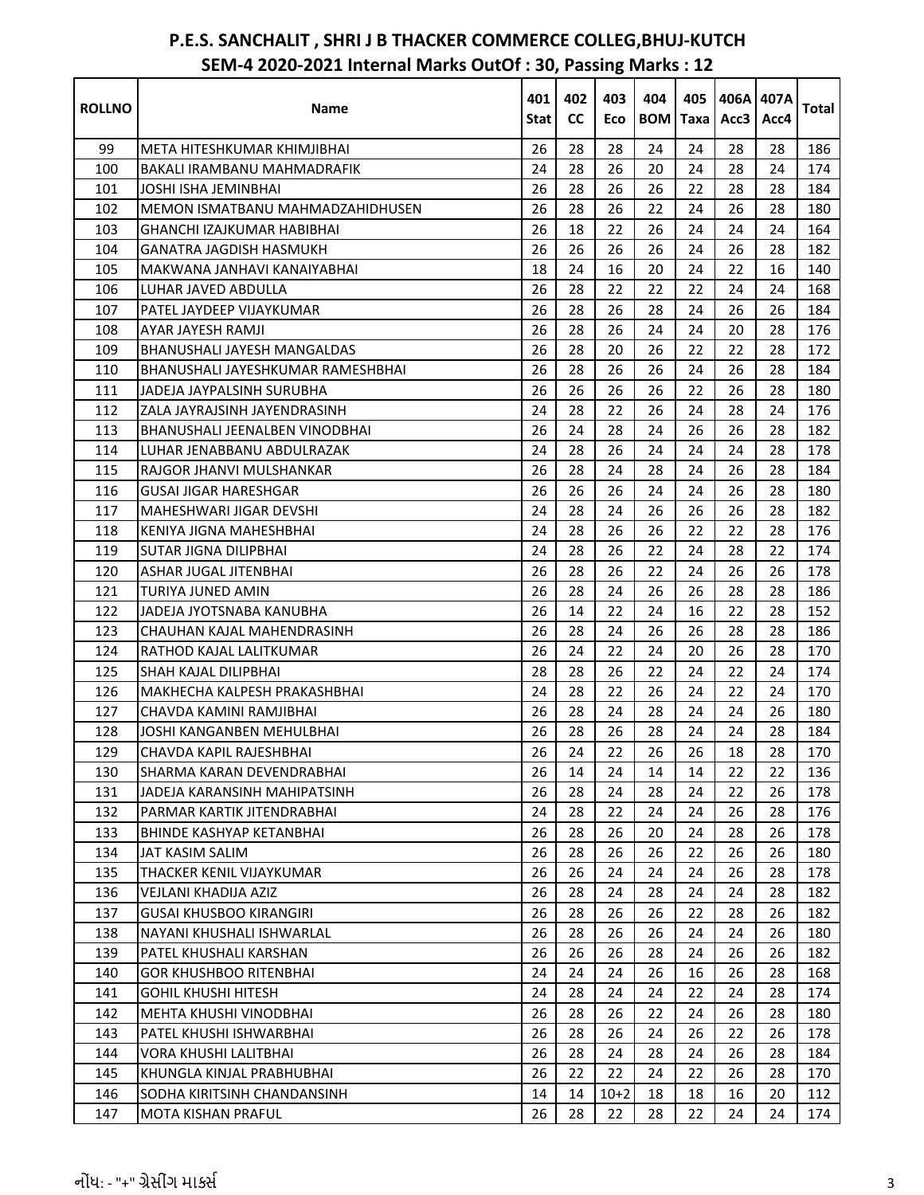# P.E.S. SANCHALIT , SHRI J B THACKER COMMERCE COLLEG,BHUJ-KUTCH

## SEM-4 2020-2021 Internal Marks OutOf : 30, Passing Marks : 12

| ROLLNO | Name | 401 Stat | 402 CC | 403 Eco | 404 BOM | 405 Taxa | 406A Acc3 | 407A Acc4 | Total |
|---|---|---|---|---|---|---|---|---|---|
| 99 | META HITESHKUMAR KHIMJIBHAI | 26 | 28 | 28 | 24 | 24 | 28 | 28 | 186 |
| 100 | BAKALI IRAMBANU MAHMADRAFIK | 24 | 28 | 26 | 20 | 24 | 28 | 24 | 174 |
| 101 | JOSHI ISHA JEMINBHAI | 26 | 28 | 26 | 26 | 22 | 28 | 28 | 184 |
| 102 | MEMON ISMATBANU MAHMADZAHIDHUSEN | 26 | 28 | 26 | 22 | 24 | 26 | 28 | 180 |
| 103 | GHANCHI IZAJKUMAR HABIBHAI | 26 | 18 | 22 | 26 | 24 | 24 | 24 | 164 |
| 104 | GANATRA JAGDISH HASMUKH | 26 | 26 | 26 | 26 | 24 | 26 | 28 | 182 |
| 105 | MAKWANA JANHAVI KANAIYABHAI | 18 | 24 | 16 | 20 | 24 | 22 | 16 | 140 |
| 106 | LUHAR JAVED ABDULLA | 26 | 28 | 22 | 22 | 22 | 24 | 24 | 168 |
| 107 | PATEL JAYDEEP VIJAYKUMAR | 26 | 28 | 26 | 28 | 24 | 26 | 26 | 184 |
| 108 | AYAR JAYESH RAMJI | 26 | 28 | 26 | 24 | 24 | 20 | 28 | 176 |
| 109 | BHANUSHALI JAYESH MANGALDAS | 26 | 28 | 20 | 26 | 22 | 22 | 28 | 172 |
| 110 | BHANUSHALI JAYESHKUMAR RAMESHBHAI | 26 | 28 | 26 | 26 | 24 | 26 | 28 | 184 |
| 111 | JADEJA JAYPALSINH SURUBHA | 26 | 26 | 26 | 26 | 22 | 26 | 28 | 180 |
| 112 | ZALA JAYRAJSINH JAYENDRASINH | 24 | 28 | 22 | 26 | 24 | 28 | 24 | 176 |
| 113 | BHANUSHALI JEENALBEN VINODBHAI | 26 | 24 | 28 | 24 | 26 | 26 | 28 | 182 |
| 114 | LUHAR JENABBANU ABDULRAZAK | 24 | 28 | 26 | 24 | 24 | 24 | 28 | 178 |
| 115 | RAJGOR JHANVI MULSHANKAR | 26 | 28 | 24 | 28 | 24 | 26 | 28 | 184 |
| 116 | GUSAI JIGAR HARESHGAR | 26 | 26 | 26 | 24 | 24 | 26 | 28 | 180 |
| 117 | MAHESHWARI JIGAR DEVSHI | 24 | 28 | 24 | 26 | 26 | 26 | 28 | 182 |
| 118 | KENIYA JIGNA MAHESHBHAI | 24 | 28 | 26 | 26 | 22 | 22 | 28 | 176 |
| 119 | SUTAR JIGNA DILIPBHAI | 24 | 28 | 26 | 22 | 24 | 28 | 22 | 174 |
| 120 | ASHAR JUGAL JITENBHAI | 26 | 28 | 26 | 22 | 24 | 26 | 26 | 178 |
| 121 | TURIYA JUNED AMIN | 26 | 28 | 24 | 26 | 26 | 28 | 28 | 186 |
| 122 | JADEJA JYOTSNABA KANUBHA | 26 | 14 | 22 | 24 | 16 | 22 | 28 | 152 |
| 123 | CHAUHAN KAJAL MAHENDRASINH | 26 | 28 | 24 | 26 | 26 | 28 | 28 | 186 |
| 124 | RATHOD KAJAL LALITKUMAR | 26 | 24 | 22 | 24 | 20 | 26 | 28 | 170 |
| 125 | SHAH KAJAL DILIPBHAI | 28 | 28 | 26 | 22 | 24 | 22 | 24 | 174 |
| 126 | MAKHECHA KALPESH PRAKASHBHAI | 24 | 28 | 22 | 26 | 24 | 22 | 24 | 170 |
| 127 | CHAVDA KAMINI RAMJIBHAI | 26 | 28 | 24 | 28 | 24 | 24 | 26 | 180 |
| 128 | JOSHI KANGANBEN MEHULBHAI | 26 | 28 | 26 | 28 | 24 | 24 | 28 | 184 |
| 129 | CHAVDA KAPIL RAJESHBHAI | 26 | 24 | 22 | 26 | 26 | 18 | 28 | 170 |
| 130 | SHARMA KARAN DEVENDRABHAI | 26 | 14 | 24 | 14 | 14 | 22 | 22 | 136 |
| 131 | JADEJA KARANSINH MAHIPATSINH | 26 | 28 | 24 | 28 | 24 | 22 | 26 | 178 |
| 132 | PARMAR KARTIK JITENDRABHAI | 24 | 28 | 22 | 24 | 24 | 26 | 28 | 176 |
| 133 | BHINDE KASHYAP KETANBHAI | 26 | 28 | 26 | 20 | 24 | 28 | 26 | 178 |
| 134 | JAT KASIM SALIM | 26 | 28 | 26 | 26 | 22 | 26 | 26 | 180 |
| 135 | THACKER KENIL VIJAYKUMAR | 26 | 26 | 24 | 24 | 24 | 26 | 28 | 178 |
| 136 | VEJLANI KHADIJA AZIZ | 26 | 28 | 24 | 28 | 24 | 24 | 28 | 182 |
| 137 | GUSAI KHUSBOO KIRANGIRI | 26 | 28 | 26 | 26 | 22 | 28 | 26 | 182 |
| 138 | NAYANI KHUSHALI ISHWARLAL | 26 | 28 | 26 | 26 | 24 | 24 | 26 | 180 |
| 139 | PATEL KHUSHALI KARSHAN | 26 | 26 | 26 | 28 | 24 | 26 | 26 | 182 |
| 140 | GOR KHUSHBOO RITENBHAI | 24 | 24 | 24 | 26 | 16 | 26 | 28 | 168 |
| 141 | GOHIL KHUSHI HITESH | 24 | 28 | 24 | 24 | 22 | 24 | 28 | 174 |
| 142 | MEHTA KHUSHI VINODBHAI | 26 | 28 | 26 | 22 | 24 | 26 | 28 | 180 |
| 143 | PATEL KHUSHI ISHWARBHAI | 26 | 28 | 26 | 24 | 26 | 22 | 26 | 178 |
| 144 | VORA KHUSHI LALITBHAI | 26 | 28 | 24 | 28 | 24 | 26 | 28 | 184 |
| 145 | KHUNGLA KINJAL PRABHUBHAI | 26 | 22 | 22 | 24 | 22 | 26 | 28 | 170 |
| 146 | SODHA KIRITSINH CHANDANSINH | 14 | 14 | 10+2 | 18 | 18 | 16 | 20 | 112 |
| 147 | MOTA KISHAN PRAFUL | 26 | 28 | 22 | 28 | 22 | 24 | 24 | 174 |

નોંધ: - "+" ગ્રેસીંગ માર્ક્સ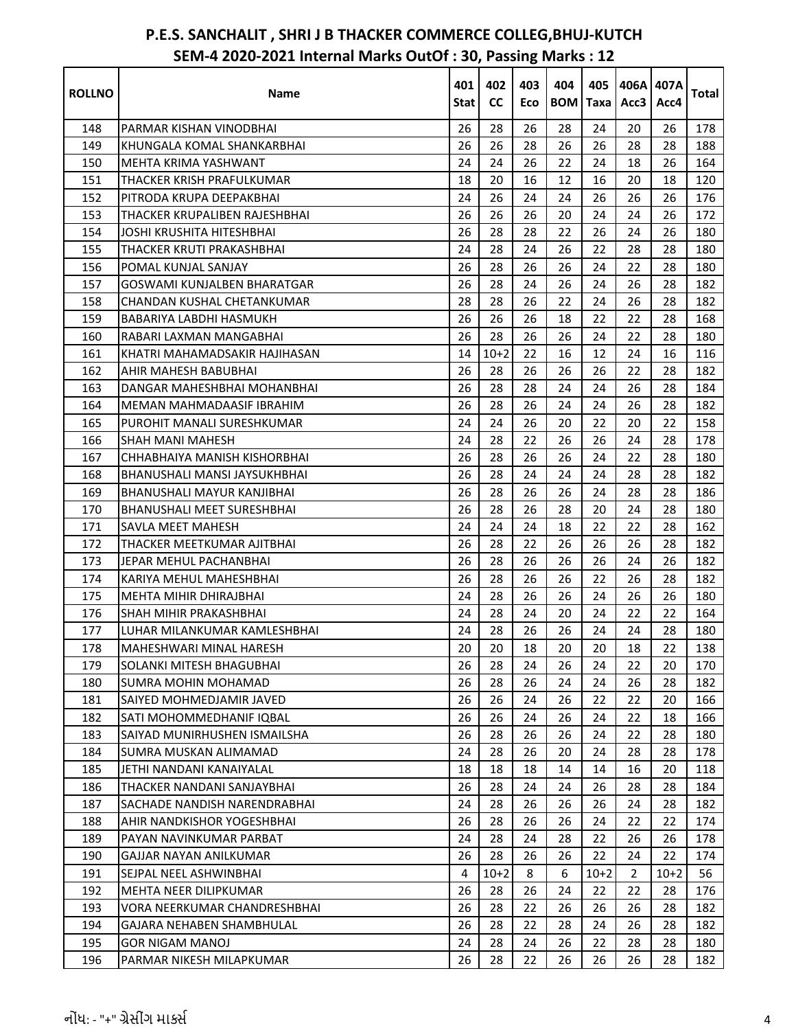# P.E.S. SANCHALIT , SHRI J B THACKER COMMERCE COLLEG,BHUJ-KUTCH

## SEM-4 2020-2021 Internal Marks OutOf : 30, Passing Marks : 12

| ROLLNO | Name | 401 Stat | 402 CC | 403 Eco | 404 BOM | 405 Taxa | 406A Acc3 | 407A Acc4 | Total |
|---|---|---|---|---|---|---|---|---|---|
| 148 | PARMAR KISHAN VINODBHAI | 26 | 28 | 26 | 28 | 24 | 20 | 26 | 178 |
| 149 | KHUNGALA KOMAL SHANKARBHAI | 26 | 26 | 28 | 26 | 26 | 28 | 28 | 188 |
| 150 | MEHTA KRIMA YASHWANT | 24 | 24 | 26 | 22 | 24 | 18 | 26 | 164 |
| 151 | THACKER KRISH PRAFULKUMAR | 18 | 20 | 16 | 12 | 16 | 20 | 18 | 120 |
| 152 | PITRODA KRUPA DEEPAKBHAI | 24 | 26 | 24 | 24 | 26 | 26 | 26 | 176 |
| 153 | THACKER KRUPALIBEN RAJESHBHAI | 26 | 26 | 26 | 20 | 24 | 24 | 26 | 172 |
| 154 | JOSHI KRUSHITA HITESHBHAI | 26 | 28 | 28 | 22 | 26 | 24 | 26 | 180 |
| 155 | THACKER KRUTI PRAKASHBHAI | 24 | 28 | 24 | 26 | 22 | 28 | 28 | 180 |
| 156 | POMAL KUNJAL SANJAY | 26 | 28 | 26 | 26 | 24 | 22 | 28 | 180 |
| 157 | GOSWAMI KUNJALBEN BHARATGAR | 26 | 28 | 24 | 26 | 24 | 26 | 28 | 182 |
| 158 | CHANDAN KUSHAL CHETANKUMAR | 28 | 28 | 26 | 22 | 24 | 26 | 28 | 182 |
| 159 | BABARIYA LABDHI HASMUKH | 26 | 26 | 26 | 18 | 22 | 22 | 28 | 168 |
| 160 | RABARI LAXMAN MANGABHAI | 26 | 28 | 26 | 26 | 24 | 22 | 28 | 180 |
| 161 | KHATRI MAHAMADSAKIR HAJIHASAN | 14 | 10+2 | 22 | 16 | 12 | 24 | 16 | 116 |
| 162 | AHIR MAHESH BABUBHAI | 26 | 28 | 26 | 26 | 26 | 22 | 28 | 182 |
| 163 | DANGAR MAHESHBHAI MOHANBHAI | 26 | 28 | 28 | 24 | 24 | 26 | 28 | 184 |
| 164 | MEMAN MAHMADAASIF IBRAHIM | 26 | 28 | 26 | 24 | 24 | 26 | 28 | 182 |
| 165 | PUROHIT MANALI SURESHKUMAR | 24 | 24 | 26 | 20 | 22 | 20 | 22 | 158 |
| 166 | SHAH MANI MAHESH | 24 | 28 | 22 | 26 | 26 | 24 | 28 | 178 |
| 167 | CHHABHAIYA MANISH KISHORBHAI | 26 | 28 | 26 | 26 | 24 | 22 | 28 | 180 |
| 168 | BHANUSHALI MANSI JAYSUKHBHAI | 26 | 28 | 24 | 24 | 24 | 28 | 28 | 182 |
| 169 | BHANUSHALI MAYUR KANJIBHAI | 26 | 28 | 26 | 26 | 24 | 28 | 28 | 186 |
| 170 | BHANUSHALI MEET SURESHBHAI | 26 | 28 | 26 | 28 | 20 | 24 | 28 | 180 |
| 171 | SAVLA MEET MAHESH | 24 | 24 | 24 | 18 | 22 | 22 | 28 | 162 |
| 172 | THACKER MEETKUMAR AJITBHAI | 26 | 28 | 22 | 26 | 26 | 26 | 28 | 182 |
| 173 | JEPAR MEHUL PACHANBHAI | 26 | 28 | 26 | 26 | 26 | 24 | 26 | 182 |
| 174 | KARIYA MEHUL MAHESHBHAI | 26 | 28 | 26 | 26 | 22 | 26 | 28 | 182 |
| 175 | MEHTA MIHIR DHIRAJBHAI | 24 | 28 | 26 | 26 | 24 | 26 | 26 | 180 |
| 176 | SHAH MIHIR PRAKASHBHAI | 24 | 28 | 24 | 20 | 24 | 22 | 22 | 164 |
| 177 | LUHAR MILANKUMAR KAMLESHBHAI | 24 | 28 | 26 | 26 | 24 | 24 | 28 | 180 |
| 178 | MAHESHWARI MINAL HARESH | 20 | 20 | 18 | 20 | 20 | 18 | 22 | 138 |
| 179 | SOLANKI MITESH BHAGUBHAI | 26 | 28 | 24 | 26 | 24 | 22 | 20 | 170 |
| 180 | SUMRA MOHIN MOHAMAD | 26 | 28 | 26 | 24 | 24 | 26 | 28 | 182 |
| 181 | SAIYED MOHMEDJAMIR JAVED | 26 | 26 | 24 | 26 | 22 | 22 | 20 | 166 |
| 182 | SATI MOHOMMEDHANIF IQBAL | 26 | 26 | 24 | 26 | 24 | 22 | 18 | 166 |
| 183 | SAIYAD MUNIRHUSHEN ISMAILSHA | 26 | 28 | 26 | 26 | 24 | 22 | 28 | 180 |
| 184 | SUMRA MUSKAN ALIMAMAD | 24 | 28 | 26 | 20 | 24 | 28 | 28 | 178 |
| 185 | JETHI NANDANI KANAIYALAL | 18 | 18 | 18 | 14 | 14 | 16 | 20 | 118 |
| 186 | THACKER NANDANI SANJAYBHAI | 26 | 28 | 24 | 24 | 26 | 28 | 28 | 184 |
| 187 | SACHADE NANDISH NARENDRABHAI | 24 | 28 | 26 | 26 | 26 | 24 | 28 | 182 |
| 188 | AHIR NANDKISHOR YOGESHBHAI | 26 | 28 | 26 | 26 | 24 | 22 | 22 | 174 |
| 189 | PAYAN NAVINKUMAR PARBAT | 24 | 28 | 24 | 28 | 22 | 26 | 26 | 178 |
| 190 | GAJJAR NAYAN ANILKUMAR | 26 | 28 | 26 | 26 | 22 | 24 | 22 | 174 |
| 191 | SEJPAL NEEL ASHWINBHAI | 4 | 10+2 | 8 | 6 | 10+2 | 2 | 10+2 | 56 |
| 192 | MEHTA NEER DILIPKUMAR | 26 | 28 | 26 | 24 | 22 | 22 | 28 | 176 |
| 193 | VORA NEERKUMAR CHANDRESHBHAI | 26 | 28 | 22 | 26 | 26 | 26 | 28 | 182 |
| 194 | GAJARA NEHABEN SHAMBHULAL | 26 | 28 | 22 | 28 | 24 | 26 | 28 | 182 |
| 195 | GOR NIGAM MANOJ | 24 | 28 | 24 | 26 | 22 | 28 | 28 | 180 |
| 196 | PARMAR NIKESH MILAPKUMAR | 26 | 28 | 22 | 26 | 26 | 26 | 28 | 182 |

નોંધ: - "+" ગ્રેસીંગ માર્ક્સ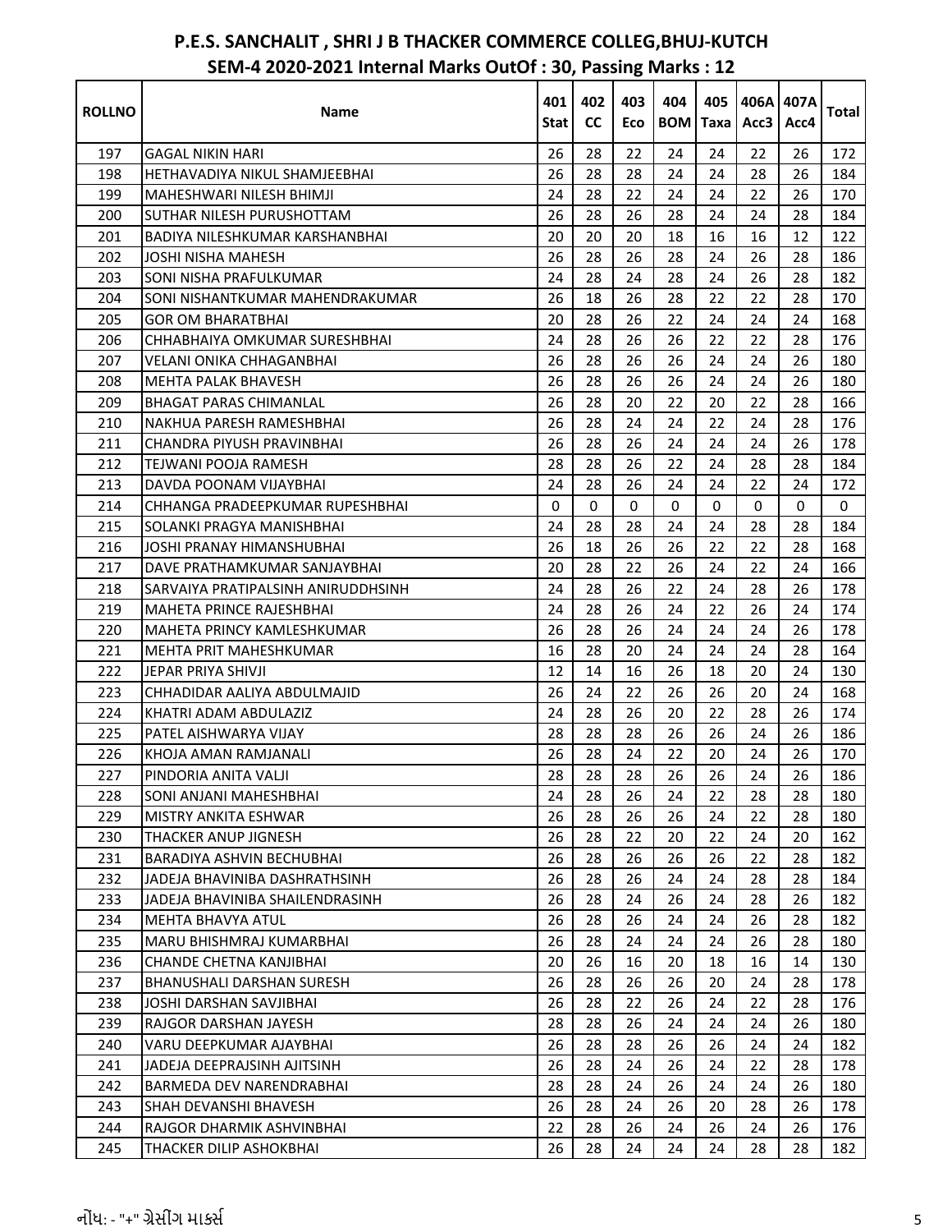# P.E.S. SANCHALIT , SHRI J B THACKER COMMERCE COLLEG,BHUJ-KUTCH

## SEM-4 2020-2021 Internal Marks OutOf : 30, Passing Marks : 12

| ROLLNO | Name | 401 Stat | 402 CC | 403 Eco | 404 BOM | 405 Taxa | 406A Acc3 | 407A Acc4 | Total |
|---|---|---|---|---|---|---|---|---|---|
| 197 | GAGAL NIKIN HARI | 26 | 28 | 22 | 24 | 24 | 22 | 26 | 172 |
| 198 | HETHAVADIYA NIKUL SHAMJEEBHAI | 26 | 28 | 28 | 24 | 24 | 28 | 26 | 184 |
| 199 | MAHESHWARI NILESH BHIMJI | 24 | 28 | 22 | 24 | 24 | 22 | 26 | 170 |
| 200 | SUTHAR NILESH PURUSHOTTAM | 26 | 28 | 26 | 28 | 24 | 24 | 28 | 184 |
| 201 | BADIYA NILESHKUMAR KARSHANBHAI | 20 | 20 | 20 | 18 | 16 | 16 | 12 | 122 |
| 202 | JOSHI NISHA MAHESH | 26 | 28 | 26 | 28 | 24 | 26 | 28 | 186 |
| 203 | SONI NISHA PRAFULKUMAR | 24 | 28 | 24 | 28 | 24 | 26 | 28 | 182 |
| 204 | SONI NISHANTKUMAR MAHENDRAKUMAR | 26 | 18 | 26 | 28 | 22 | 22 | 28 | 170 |
| 205 | GOR OM BHARATBHAI | 20 | 28 | 26 | 22 | 24 | 24 | 24 | 168 |
| 206 | CHHABHAIYA OMKUMAR SURESHBHAI | 24 | 28 | 26 | 26 | 22 | 22 | 28 | 176 |
| 207 | VELANI ONIKA CHHAGANBHAI | 26 | 28 | 26 | 26 | 24 | 24 | 26 | 180 |
| 208 | MEHTA PALAK BHAVESH | 26 | 28 | 26 | 26 | 24 | 24 | 26 | 180 |
| 209 | BHAGAT PARAS CHIMANLAL | 26 | 28 | 20 | 22 | 20 | 22 | 28 | 166 |
| 210 | NAKHUA PARESH RAMESHBHAI | 26 | 28 | 24 | 24 | 22 | 24 | 28 | 176 |
| 211 | CHANDRA PIYUSH PRAVINBHAI | 26 | 28 | 26 | 24 | 24 | 24 | 26 | 178 |
| 212 | TEJWANI POOJA RAMESH | 28 | 28 | 26 | 22 | 24 | 28 | 28 | 184 |
| 213 | DAVDA POONAM VIJAYBHAI | 24 | 28 | 26 | 24 | 24 | 22 | 24 | 172 |
| 214 | CHHANGA PRADEEPKUMAR RUPESHBHAI | 0 | 0 | 0 | 0 | 0 | 0 | 0 | 0 |
| 215 | SOLANKI PRAGYA MANISHBHAI | 24 | 28 | 28 | 24 | 24 | 28 | 28 | 184 |
| 216 | JOSHI PRANAY HIMANSHUBHAI | 26 | 18 | 26 | 26 | 22 | 22 | 28 | 168 |
| 217 | DAVE PRATHAMKUMAR SANJAYBHAI | 20 | 28 | 22 | 26 | 24 | 22 | 24 | 166 |
| 218 | SARVAIYA PRATIPALSINH ANIRUDDHSINH | 24 | 28 | 26 | 22 | 24 | 28 | 26 | 178 |
| 219 | MAHETA PRINCE RAJESHBHAI | 24 | 28 | 26 | 24 | 22 | 26 | 24 | 174 |
| 220 | MAHETA PRINCY KAMLESHKUMAR | 26 | 28 | 26 | 24 | 24 | 24 | 26 | 178 |
| 221 | MEHTA PRIT MAHESHKUMAR | 16 | 28 | 20 | 24 | 24 | 24 | 28 | 164 |
| 222 | JEPAR PRIYA SHIVJI | 12 | 14 | 16 | 26 | 18 | 20 | 24 | 130 |
| 223 | CHHADIDAR AALIYA ABDULMAJID | 26 | 24 | 22 | 26 | 26 | 20 | 24 | 168 |
| 224 | KHATRI ADAM ABDULAZIZ | 24 | 28 | 26 | 20 | 22 | 28 | 26 | 174 |
| 225 | PATEL AISHWARYA VIJAY | 28 | 28 | 28 | 26 | 26 | 24 | 26 | 186 |
| 226 | KHOJA AMAN RAMJANALI | 26 | 28 | 24 | 22 | 20 | 24 | 26 | 170 |
| 227 | PINDORIA ANITA VALJI | 28 | 28 | 28 | 26 | 26 | 24 | 26 | 186 |
| 228 | SONI ANJANI MAHESHBHAI | 24 | 28 | 26 | 24 | 22 | 28 | 28 | 180 |
| 229 | MISTRY ANKITA ESHWAR | 26 | 28 | 26 | 26 | 24 | 22 | 28 | 180 |
| 230 | THACKER ANUP JIGNESH | 26 | 28 | 22 | 20 | 22 | 24 | 20 | 162 |
| 231 | BARADIYA ASHVIN BECHUBHAI | 26 | 28 | 26 | 26 | 26 | 22 | 28 | 182 |
| 232 | JADEJA BHAVINIBA DASHRATHSINH | 26 | 28 | 26 | 24 | 24 | 28 | 28 | 184 |
| 233 | JADEJA BHAVINIBA SHAILENDRASINH | 26 | 28 | 24 | 26 | 24 | 28 | 26 | 182 |
| 234 | MEHTA BHAVYA ATUL | 26 | 28 | 26 | 24 | 24 | 26 | 28 | 182 |
| 235 | MARU BHISHMRAJ KUMARBHAI | 26 | 28 | 24 | 24 | 24 | 26 | 28 | 180 |
| 236 | CHANDE CHETNA KANJIBHAI | 20 | 26 | 16 | 20 | 18 | 16 | 14 | 130 |
| 237 | BHANUSHALI DARSHAN SURESH | 26 | 28 | 26 | 26 | 20 | 24 | 28 | 178 |
| 238 | JOSHI DARSHAN SAVJIBHAI | 26 | 28 | 22 | 26 | 24 | 22 | 28 | 176 |
| 239 | RAJGOR DARSHAN JAYESH | 28 | 28 | 26 | 24 | 24 | 24 | 26 | 180 |
| 240 | VARU DEEPKUMAR AJAYBHAI | 26 | 28 | 28 | 26 | 26 | 24 | 24 | 182 |
| 241 | JADEJA DEEPRAJSINH AJITSINH | 26 | 28 | 24 | 26 | 24 | 22 | 28 | 178 |
| 242 | BARMEDA DEV NARENDRABHAI | 28 | 28 | 24 | 26 | 24 | 24 | 26 | 180 |
| 243 | SHAH DEVANSHI BHAVESH | 26 | 28 | 24 | 26 | 20 | 28 | 26 | 178 |
| 244 | RAJGOR DHARMIK ASHVINBHAI | 22 | 28 | 26 | 24 | 26 | 24 | 26 | 176 |
| 245 | THACKER DILIP ASHOKBHAI | 26 | 28 | 24 | 24 | 24 | 28 | 28 | 182 |

નોંધ: - "+" ગ્રેસીંગ માર્ક્સ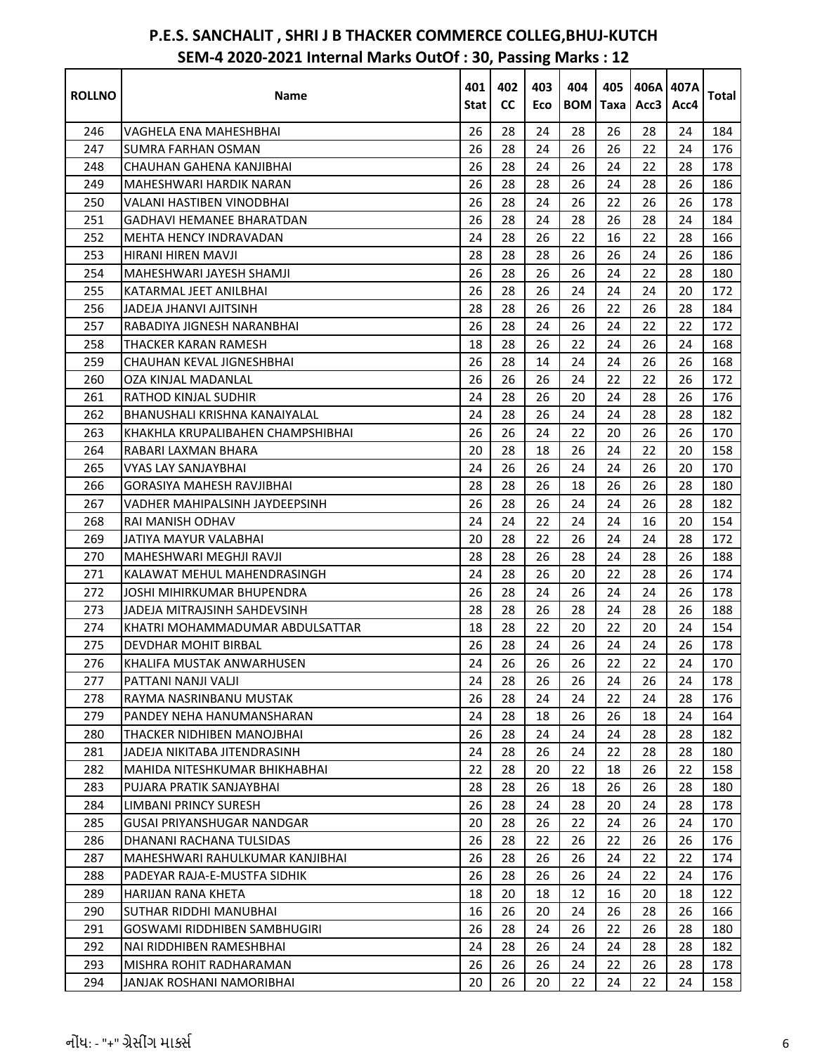# P.E.S. SANCHALIT , SHRI J B THACKER COMMERCE COLLEG,BHUJ-KUTCH

## SEM-4 2020-2021 Internal Marks OutOf : 30, Passing Marks : 12

| ROLLNO | Name | 401 Stat | 402 CC | 403 Eco | 404 BOM | 405 Taxa | 406A Acc3 | 407A Acc4 | Total |
|---|---|---|---|---|---|---|---|---|---|
| 246 | VAGHELA ENA MAHESHBHAI | 26 | 28 | 24 | 28 | 26 | 28 | 24 | 184 |
| 247 | SUMRA FARHAN OSMAN | 26 | 28 | 24 | 26 | 26 | 22 | 24 | 176 |
| 248 | CHAUHAN GAHENA KANJIBHAI | 26 | 28 | 24 | 26 | 24 | 22 | 28 | 178 |
| 249 | MAHESHWARI HARDIK NARAN | 26 | 28 | 28 | 26 | 24 | 28 | 26 | 186 |
| 250 | VALANI HASTIBEN VINODBHAI | 26 | 28 | 24 | 26 | 22 | 26 | 26 | 178 |
| 251 | GADHAVI HEMANEE BHARATDAN | 26 | 28 | 24 | 28 | 26 | 28 | 24 | 184 |
| 252 | MEHTA HENCY INDRAVADAN | 24 | 28 | 26 | 22 | 16 | 22 | 28 | 166 |
| 253 | HIRANI HIREN MAVJI | 28 | 28 | 28 | 26 | 26 | 24 | 26 | 186 |
| 254 | MAHESHWARI JAYESH SHAMJI | 26 | 28 | 26 | 26 | 24 | 22 | 28 | 180 |
| 255 | KATARMAL JEET ANILBHAI | 26 | 28 | 26 | 24 | 24 | 24 | 20 | 172 |
| 256 | JADEJA JHANVI AJITSINH | 28 | 28 | 26 | 26 | 22 | 26 | 28 | 184 |
| 257 | RABADIYA JIGNESH NARANBHAI | 26 | 28 | 24 | 26 | 24 | 22 | 22 | 172 |
| 258 | THACKER KARAN RAMESH | 18 | 28 | 26 | 22 | 24 | 26 | 24 | 168 |
| 259 | CHAUHAN KEVAL JIGNESHBHAI | 26 | 28 | 14 | 24 | 24 | 26 | 26 | 168 |
| 260 | OZA KINJAL MADANLAL | 26 | 26 | 26 | 24 | 22 | 22 | 26 | 172 |
| 261 | RATHOD KINJAL SUDHIR | 24 | 28 | 26 | 20 | 24 | 28 | 26 | 176 |
| 262 | BHANUSHALI KRISHNA KANAIYALAL | 24 | 28 | 26 | 24 | 24 | 28 | 28 | 182 |
| 263 | KHAKHLA KRUPALIBAHEN CHAMPSHIBHAI | 26 | 26 | 24 | 22 | 20 | 26 | 26 | 170 |
| 264 | RABARI LAXMAN BHARA | 20 | 28 | 18 | 26 | 24 | 22 | 20 | 158 |
| 265 | VYAS LAY SANJAYBHAI | 24 | 26 | 26 | 24 | 24 | 26 | 20 | 170 |
| 266 | GORASIYA MAHESH RAVJIBHAI | 28 | 28 | 26 | 18 | 26 | 26 | 28 | 180 |
| 267 | VADHER MAHIPALSINH JAYDEEPSINH | 26 | 28 | 26 | 24 | 24 | 26 | 28 | 182 |
| 268 | RAI MANISH ODHAV | 24 | 24 | 22 | 24 | 24 | 16 | 20 | 154 |
| 269 | JATIYA MAYUR VALABHAI | 20 | 28 | 22 | 26 | 24 | 24 | 28 | 172 |
| 270 | MAHESHWARI MEGHJI RAVJI | 28 | 28 | 26 | 28 | 24 | 28 | 26 | 188 |
| 271 | KALAWAT MEHUL MAHENDRASINGH | 24 | 28 | 26 | 20 | 22 | 28 | 26 | 174 |
| 272 | JOSHI MIHIRKUMAR BHUPENDRA | 26 | 28 | 24 | 26 | 24 | 24 | 26 | 178 |
| 273 | JADEJA MITRAJSINH SAHDEVSINH | 28 | 28 | 26 | 28 | 24 | 28 | 26 | 188 |
| 274 | KHATRI MOHAMMADUMAR ABDULSATTAR | 18 | 28 | 22 | 20 | 22 | 20 | 24 | 154 |
| 275 | DEVDHAR MOHIT BIRBAL | 26 | 28 | 24 | 26 | 24 | 24 | 26 | 178 |
| 276 | KHALIFA MUSTAK ANWARHUSEN | 24 | 26 | 26 | 26 | 22 | 22 | 24 | 170 |
| 277 | PATTANI NANJI VALJI | 24 | 28 | 26 | 26 | 24 | 26 | 24 | 178 |
| 278 | RAYMA NASRINBANU MUSTAK | 26 | 28 | 24 | 24 | 22 | 24 | 28 | 176 |
| 279 | PANDEY NEHA HANUMANSHARAN | 24 | 28 | 18 | 26 | 26 | 18 | 24 | 164 |
| 280 | THACKER NIDHIBEN MANOJBHAI | 26 | 28 | 24 | 24 | 24 | 28 | 28 | 182 |
| 281 | JADEJA NIKITABA JITENDRASINH | 24 | 28 | 26 | 24 | 22 | 28 | 28 | 180 |
| 282 | MAHIDA NITESHKUMAR BHIKHABHAI | 22 | 28 | 20 | 22 | 18 | 26 | 22 | 158 |
| 283 | PUJARA PRATIK SANJAYBHAI | 28 | 28 | 26 | 18 | 26 | 26 | 28 | 180 |
| 284 | LIMBANI PRINCY SURESH | 26 | 28 | 24 | 28 | 20 | 24 | 28 | 178 |
| 285 | GUSAI PRIYANSHUGAR NANDGAR | 20 | 28 | 26 | 22 | 24 | 26 | 24 | 170 |
| 286 | DHANANI RACHANA TULSIDAS | 26 | 28 | 22 | 26 | 22 | 26 | 26 | 176 |
| 287 | MAHESHWARI RAHULKUMAR KANJIBHAI | 26 | 28 | 26 | 26 | 24 | 22 | 22 | 174 |
| 288 | PADEYAR RAJA-E-MUSTFA SIDHIK | 26 | 28 | 26 | 26 | 24 | 22 | 24 | 176 |
| 289 | HARIJAN RANA KHETA | 18 | 20 | 18 | 12 | 16 | 20 | 18 | 122 |
| 290 | SUTHAR RIDDHI MANUBHAI | 16 | 26 | 20 | 24 | 26 | 28 | 26 | 166 |
| 291 | GOSWAMI RIDDHIBEN SAMBHUGIRI | 26 | 28 | 24 | 26 | 22 | 26 | 28 | 180 |
| 292 | NAI RIDDHIBEN RAMESHBHAI | 24 | 28 | 26 | 24 | 24 | 28 | 28 | 182 |
| 293 | MISHRA ROHIT RADHARAMAN | 26 | 26 | 26 | 24 | 22 | 26 | 28 | 178 |
| 294 | JANJAK ROSHANI NAMORIBHAI | 20 | 26 | 20 | 22 | 24 | 22 | 24 | 158 |

નોંધ: - "+" ગ્રેસીંગ માર્ક્સ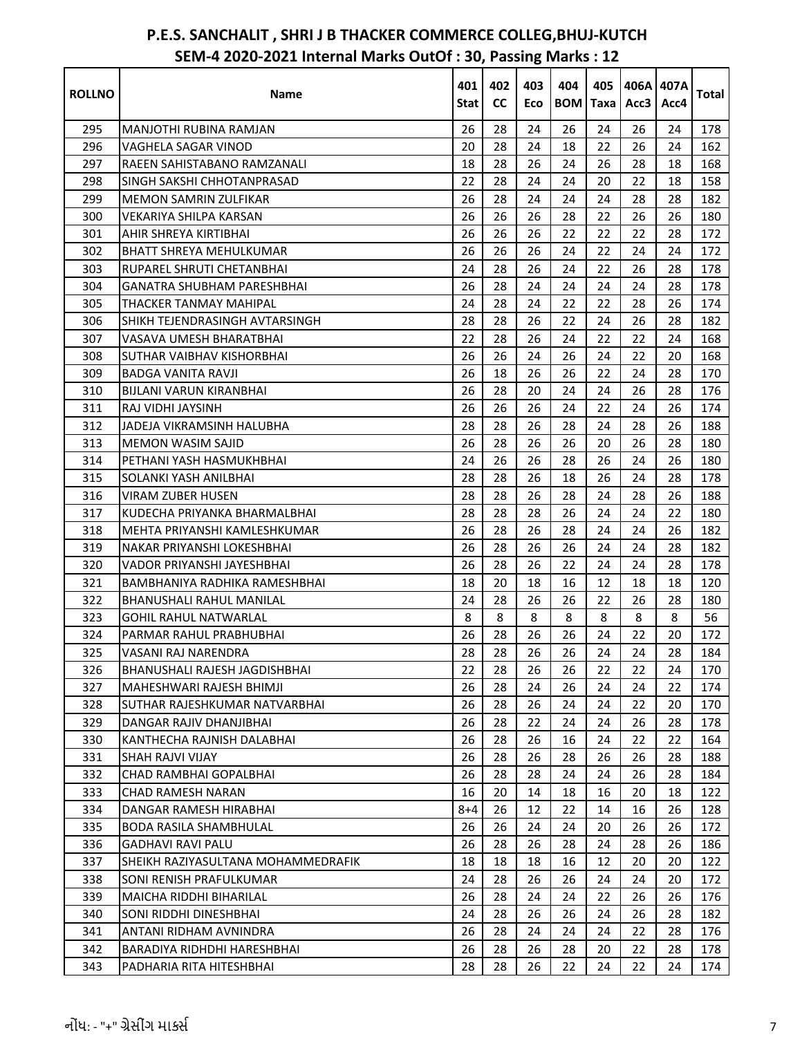# P.E.S. SANCHALIT , SHRI J B THACKER COMMERCE COLLEG,BHUJ-KUTCH

## SEM-4 2020-2021 Internal Marks OutOf : 30, Passing Marks : 12

| ROLLNO | Name | 401 Stat | 402 CC | 403 Eco | 404 BOM | 405 Taxa | 406A Acc3 | 407A Acc4 | Total |
|---|---|---|---|---|---|---|---|---|---|
| 295 | MANJOTHI RUBINA RAMJAN | 26 | 28 | 24 | 26 | 24 | 26 | 24 | 178 |
| 296 | VAGHELA SAGAR VINOD | 20 | 28 | 24 | 18 | 22 | 26 | 24 | 162 |
| 297 | RAEEN SAHISTABANO RAMZANALI | 18 | 28 | 26 | 24 | 26 | 28 | 18 | 168 |
| 298 | SINGH SAKSHI CHHOTANPRASAD | 22 | 28 | 24 | 24 | 20 | 22 | 18 | 158 |
| 299 | MEMON SAMRIN ZULFIKAR | 26 | 28 | 24 | 24 | 24 | 28 | 28 | 182 |
| 300 | VEKARIYA SHILPA KARSAN | 26 | 26 | 26 | 28 | 22 | 26 | 26 | 180 |
| 301 | AHIR SHREYA KIRTIBHAI | 26 | 26 | 26 | 22 | 22 | 22 | 28 | 172 |
| 302 | BHATT SHREYA MEHULKUMAR | 26 | 26 | 26 | 24 | 22 | 24 | 24 | 172 |
| 303 | RUPAREL SHRUTI CHETANBHAI | 24 | 28 | 26 | 24 | 22 | 26 | 28 | 178 |
| 304 | GANATRA SHUBHAM PARESHBHAI | 26 | 28 | 24 | 24 | 24 | 24 | 28 | 178 |
| 305 | THACKER TANMAY MAHIPAL | 24 | 28 | 24 | 22 | 22 | 28 | 26 | 174 |
| 306 | SHIKH TEJENDRASINGH AVTARSINGH | 28 | 28 | 26 | 22 | 24 | 26 | 28 | 182 |
| 307 | VASAVA UMESH BHARATBHAI | 22 | 28 | 26 | 24 | 22 | 22 | 24 | 168 |
| 308 | SUTHAR VAIBHAV KISHORBHAI | 26 | 26 | 24 | 26 | 24 | 22 | 20 | 168 |
| 309 | BADGA VANITA RAVJI | 26 | 18 | 26 | 26 | 22 | 24 | 28 | 170 |
| 310 | BIJLANI VARUN KIRANBHAI | 26 | 28 | 20 | 24 | 24 | 26 | 28 | 176 |
| 311 | RAJ VIDHI JAYSINH | 26 | 26 | 26 | 24 | 22 | 24 | 26 | 174 |
| 312 | JADEJA VIKRAMSINH HALUBHA | 28 | 28 | 26 | 28 | 24 | 28 | 26 | 188 |
| 313 | MEMON WASIM SAJID | 26 | 28 | 26 | 26 | 20 | 26 | 28 | 180 |
| 314 | PETHANI YASH HASMUKHBHAI | 24 | 26 | 26 | 28 | 26 | 24 | 26 | 180 |
| 315 | SOLANKI YASH ANILBHAI | 28 | 28 | 26 | 18 | 26 | 24 | 28 | 178 |
| 316 | VIRAM ZUBER HUSEN | 28 | 28 | 26 | 28 | 24 | 28 | 26 | 188 |
| 317 | KUDECHA PRIYANKA BHARMALBHAI | 28 | 28 | 28 | 26 | 24 | 24 | 22 | 180 |
| 318 | MEHTA PRIYANSHI KAMLESHKUMAR | 26 | 28 | 26 | 28 | 24 | 24 | 26 | 182 |
| 319 | NAKAR PRIYANSHI LOKESHBHAI | 26 | 28 | 26 | 26 | 24 | 24 | 28 | 182 |
| 320 | VADOR PRIYANSHI JAYESHBHAI | 26 | 28 | 26 | 22 | 24 | 24 | 28 | 178 |
| 321 | BAMBHANIYA RADHIKA RAMESHBHAI | 18 | 20 | 18 | 16 | 12 | 18 | 18 | 120 |
| 322 | BHANUSHALI RAHUL MANILAL | 24 | 28 | 26 | 26 | 22 | 26 | 28 | 180 |
| 323 | GOHIL RAHUL NATWARLAL | 8 | 8 | 8 | 8 | 8 | 8 | 8 | 56 |
| 324 | PARMAR RAHUL PRABHUBHAI | 26 | 28 | 26 | 26 | 24 | 22 | 20 | 172 |
| 325 | VASANI RAJ NARENDRA | 28 | 28 | 26 | 26 | 24 | 24 | 28 | 184 |
| 326 | BHANUSHALI RAJESH JAGDISHBHAI | 22 | 28 | 26 | 26 | 22 | 22 | 24 | 170 |
| 327 | MAHESHWARI RAJESH BHIMJI | 26 | 28 | 24 | 26 | 24 | 24 | 22 | 174 |
| 328 | SUTHAR RAJESHKUMAR NATVARBHAI | 26 | 28 | 26 | 24 | 24 | 22 | 20 | 170 |
| 329 | DANGAR RAJIV DHANJIBHAI | 26 | 28 | 22 | 24 | 24 | 26 | 28 | 178 |
| 330 | KANTHECHA RAJNISH DALABHAI | 26 | 28 | 26 | 16 | 24 | 22 | 22 | 164 |
| 331 | SHAH RAJVI VIJAY | 26 | 28 | 26 | 28 | 26 | 26 | 28 | 188 |
| 332 | CHAD RAMBHAI GOPALBHAI | 26 | 28 | 28 | 24 | 24 | 26 | 28 | 184 |
| 333 | CHAD RAMESH NARAN | 16 | 20 | 14 | 18 | 16 | 20 | 18 | 122 |
| 334 | DANGAR RAMESH HIRABHAI | 8+4 | 26 | 12 | 22 | 14 | 16 | 26 | 128 |
| 335 | BODA RASILA SHAMBHULAL | 26 | 26 | 24 | 24 | 20 | 26 | 26 | 172 |
| 336 | GADHAVI RAVI PALU | 26 | 28 | 26 | 28 | 24 | 28 | 26 | 186 |
| 337 | SHEIKH RAZIYASULTANA MOHAMMEDRAFIK | 18 | 18 | 18 | 16 | 12 | 20 | 20 | 122 |
| 338 | SONI RENISH PRAFULKUMAR | 24 | 28 | 26 | 26 | 24 | 24 | 20 | 172 |
| 339 | MAICHA RIDDHI BIHARILAL | 26 | 28 | 24 | 24 | 22 | 26 | 26 | 176 |
| 340 | SONI RIDDHI DINESHBHAI | 24 | 28 | 26 | 26 | 24 | 26 | 28 | 182 |
| 341 | ANTANI RIDHAM AVNINDRA | 26 | 28 | 24 | 24 | 24 | 22 | 28 | 176 |
| 342 | BARADIYA RIDHDHI HARESHBHAI | 26 | 28 | 26 | 28 | 20 | 22 | 28 | 178 |
| 343 | PADHARIA RITA HITESHBHAI | 28 | 28 | 26 | 22 | 24 | 22 | 24 | 174 |

નોંધ: - "+" ગ્રેસીંગ માર્ક્સ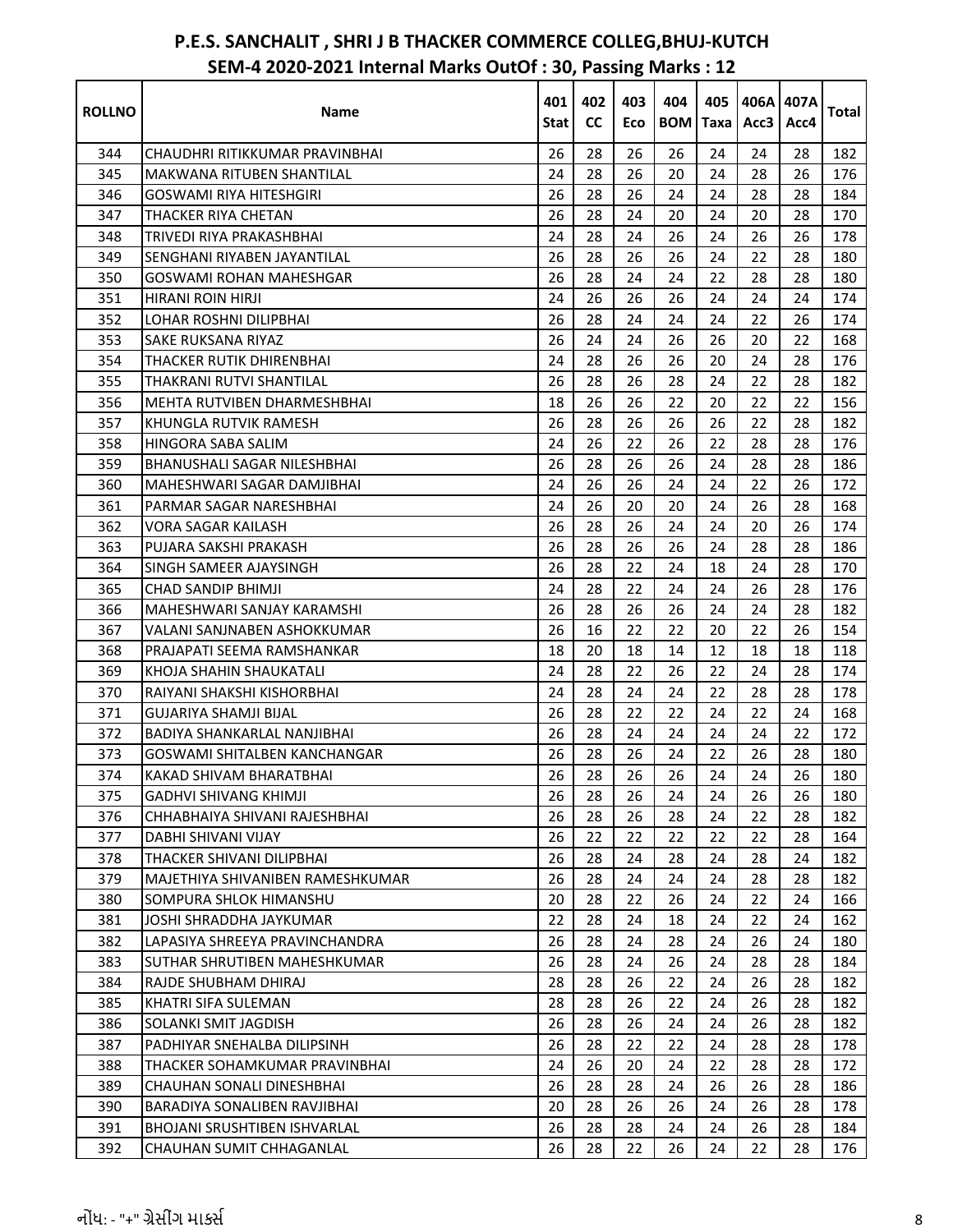# P.E.S. SANCHALIT , SHRI J B THACKER COMMERCE COLLEG,BHUJ-KUTCH

## SEM-4 2020-2021 Internal Marks OutOf : 30, Passing Marks : 12

| ROLLNO | Name | 401 Stat | 402 CC | 403 Eco | 404 BOM | 405 Taxa | 406A Acc3 | 407A Acc4 | Total |
|---|---|---|---|---|---|---|---|---|---|
| 344 | CHAUDHRI RITIKKUMAR PRAVINBHAI | 26 | 28 | 26 | 26 | 24 | 24 | 28 | 182 |
| 345 | MAKWANA RITUBEN SHANTILAL | 24 | 28 | 26 | 20 | 24 | 28 | 26 | 176 |
| 346 | GOSWAMI RIYA HITESHGIRI | 26 | 28 | 26 | 24 | 24 | 28 | 28 | 184 |
| 347 | THACKER RIYA CHETAN | 26 | 28 | 24 | 20 | 24 | 20 | 28 | 170 |
| 348 | TRIVEDI RIYA PRAKASHBHAI | 24 | 28 | 24 | 26 | 24 | 26 | 26 | 178 |
| 349 | SENGHANI RIYABEN JAYANTILAL | 26 | 28 | 26 | 26 | 24 | 22 | 28 | 180 |
| 350 | GOSWAMI ROHAN MAHESHGAR | 26 | 28 | 24 | 24 | 22 | 28 | 28 | 180 |
| 351 | HIRANI ROIN HIRJI | 24 | 26 | 26 | 26 | 24 | 24 | 24 | 174 |
| 352 | LOHAR ROSHNI DILIPBHAI | 26 | 28 | 24 | 24 | 24 | 22 | 26 | 174 |
| 353 | SAKE RUKSANA RIYAZ | 26 | 24 | 24 | 26 | 26 | 20 | 22 | 168 |
| 354 | THACKER RUTIK DHIRENBHAI | 24 | 28 | 26 | 26 | 20 | 24 | 28 | 176 |
| 355 | THAKRANI RUTVI SHANTILAL | 26 | 28 | 26 | 28 | 24 | 22 | 28 | 182 |
| 356 | MEHTA RUTVIBEN DHARMESHBHAI | 18 | 26 | 26 | 22 | 20 | 22 | 22 | 156 |
| 357 | KHUNGLA RUTVIK RAMESH | 26 | 28 | 26 | 26 | 26 | 22 | 28 | 182 |
| 358 | HINGORA SABA SALIM | 24 | 26 | 22 | 26 | 22 | 28 | 28 | 176 |
| 359 | BHANUSHALI SAGAR NILESHBHAI | 26 | 28 | 26 | 26 | 24 | 28 | 28 | 186 |
| 360 | MAHESHWARI SAGAR DAMJIBHAI | 24 | 26 | 26 | 24 | 24 | 22 | 26 | 172 |
| 361 | PARMAR SAGAR NARESHBHAI | 24 | 26 | 20 | 20 | 24 | 26 | 28 | 168 |
| 362 | VORA SAGAR KAILASH | 26 | 28 | 26 | 24 | 24 | 20 | 26 | 174 |
| 363 | PUJARA SAKSHI PRAKASH | 26 | 28 | 26 | 26 | 24 | 28 | 28 | 186 |
| 364 | SINGH SAMEER AJAYSINGH | 26 | 28 | 22 | 24 | 18 | 24 | 28 | 170 |
| 365 | CHAD SANDIP BHIMJI | 24 | 28 | 22 | 24 | 24 | 26 | 28 | 176 |
| 366 | MAHESHWARI SANJAY KARAMSHI | 26 | 28 | 26 | 26 | 24 | 24 | 28 | 182 |
| 367 | VALANI SANJNABEN ASHOKKUMAR | 26 | 16 | 22 | 22 | 20 | 22 | 26 | 154 |
| 368 | PRAJAPATI SEEMA RAMSHANKAR | 18 | 20 | 18 | 14 | 12 | 18 | 18 | 118 |
| 369 | KHOJA SHAHIN SHAUKATALI | 24 | 28 | 22 | 26 | 22 | 24 | 28 | 174 |
| 370 | RAIYANI SHAKSHI KISHORBHAI | 24 | 28 | 24 | 24 | 22 | 28 | 28 | 178 |
| 371 | GUJARIYA SHAMJI BIJAL | 26 | 28 | 22 | 22 | 24 | 22 | 24 | 168 |
| 372 | BADIYA SHANKARLAL NANJIBHAI | 26 | 28 | 24 | 24 | 24 | 24 | 22 | 172 |
| 373 | GOSWAMI SHITALBEN KANCHANGAR | 26 | 28 | 26 | 24 | 22 | 26 | 28 | 180 |
| 374 | KAKAD SHIVAM BHARATBHAI | 26 | 28 | 26 | 26 | 24 | 24 | 26 | 180 |
| 375 | GADHVI SHIVANG KHIMJI | 26 | 28 | 26 | 24 | 24 | 26 | 26 | 180 |
| 376 | CHHABHAIYA SHIVANI RAJESHBHAI | 26 | 28 | 26 | 28 | 24 | 22 | 28 | 182 |
| 377 | DABHI SHIVANI VIJAY | 26 | 22 | 22 | 22 | 22 | 22 | 28 | 164 |
| 378 | THACKER SHIVANI DILIPBHAI | 26 | 28 | 24 | 28 | 24 | 28 | 24 | 182 |
| 379 | MAJETHIYA SHIVANIBEN RAMESHKUMAR | 26 | 28 | 24 | 24 | 24 | 28 | 28 | 182 |
| 380 | SOMPURA SHLOK HIMANSHU | 20 | 28 | 22 | 26 | 24 | 22 | 24 | 166 |
| 381 | JOSHI SHRADDHA JAYKUMAR | 22 | 28 | 24 | 18 | 24 | 22 | 24 | 162 |
| 382 | LAPASIYA SHREEYA PRAVINCHANDRA | 26 | 28 | 24 | 28 | 24 | 26 | 24 | 180 |
| 383 | SUTHAR SHRUTIBEN MAHESHKUMAR | 26 | 28 | 24 | 26 | 24 | 28 | 28 | 184 |
| 384 | RAJDE SHUBHAM DHIRAJ | 28 | 28 | 26 | 22 | 24 | 26 | 28 | 182 |
| 385 | KHATRI SIFA SULEMAN | 28 | 28 | 26 | 22 | 24 | 26 | 28 | 182 |
| 386 | SOLANKI SMIT JAGDISH | 26 | 28 | 26 | 24 | 24 | 26 | 28 | 182 |
| 387 | PADHIYAR SNEHALBA DILIPSINH | 26 | 28 | 22 | 22 | 24 | 28 | 28 | 178 |
| 388 | THACKER SOHAMKUMAR PRAVINBHAI | 24 | 26 | 20 | 24 | 22 | 28 | 28 | 172 |
| 389 | CHAUHAN SONALI DINESHBHAI | 26 | 28 | 28 | 24 | 26 | 26 | 28 | 186 |
| 390 | BARADIYA SONALIBEN RAVJIBHAI | 20 | 28 | 26 | 26 | 24 | 26 | 28 | 178 |
| 391 | BHOJANI SRUSHTIBEN ISHVARLAL | 26 | 28 | 28 | 24 | 24 | 26 | 28 | 184 |
| 392 | CHAUHAN SUMIT CHHAGANLAL | 26 | 28 | 22 | 26 | 24 | 22 | 28 | 176 |

નોંધ: - "+" ગ્રેસીંગ માર્ક્સ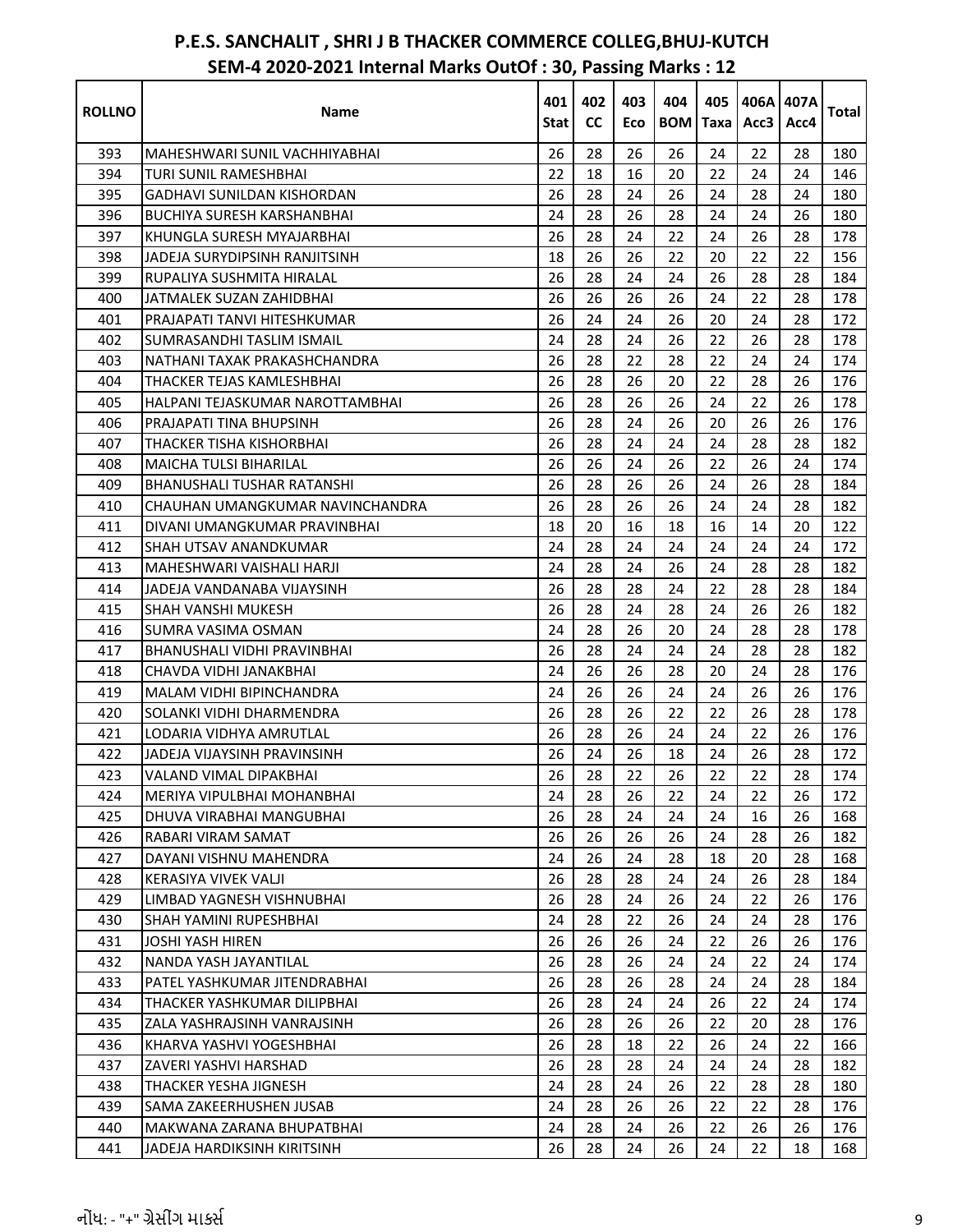# P.E.S. SANCHALIT , SHRI J B THACKER COMMERCE COLLEG,BHUJ-KUTCH

## SEM-4 2020-2021 Internal Marks OutOf : 30, Passing Marks : 12

| ROLLNO | Name | 401 Stat | 402 CC | 403 Eco | 404 BOM | 405 Taxa | 406A Acc3 | 407A Acc4 | Total |
|---|---|---|---|---|---|---|---|---|---|
| 393 | MAHESHWARI SUNIL VACHHIYABHAI | 26 | 28 | 26 | 26 | 24 | 22 | 28 | 180 |
| 394 | TURI SUNIL RAMESHBHAI | 22 | 18 | 16 | 20 | 22 | 24 | 24 | 146 |
| 395 | GADHAVI SUNILDAN KISHORDAN | 26 | 28 | 24 | 26 | 24 | 28 | 24 | 180 |
| 396 | BUCHIYA SURESH KARSHANBHAI | 24 | 28 | 26 | 28 | 24 | 24 | 26 | 180 |
| 397 | KHUNGLA SURESH MYAJARBHAI | 26 | 28 | 24 | 22 | 24 | 26 | 28 | 178 |
| 398 | JADEJA SURYDIPSINH RANJITSINH | 18 | 26 | 26 | 22 | 20 | 22 | 22 | 156 |
| 399 | RUPALIYA SUSHMITA HIRALAL | 26 | 28 | 24 | 24 | 26 | 28 | 28 | 184 |
| 400 | JATMALEK SUZAN ZAHIDBHAI | 26 | 26 | 26 | 26 | 24 | 22 | 28 | 178 |
| 401 | PRAJAPATI TANVI HITESHKUMAR | 26 | 24 | 24 | 26 | 20 | 24 | 28 | 172 |
| 402 | SUMRASANDHI TASLIM ISMAIL | 24 | 28 | 24 | 26 | 22 | 26 | 28 | 178 |
| 403 | NATHANI TAXAK PRAKASHCHANDRA | 26 | 28 | 22 | 28 | 22 | 24 | 24 | 174 |
| 404 | THACKER TEJAS KAMLESHBHAI | 26 | 28 | 26 | 20 | 22 | 28 | 26 | 176 |
| 405 | HALPANI TEJASKUMAR NAROTTAMBHAI | 26 | 28 | 26 | 26 | 24 | 22 | 26 | 178 |
| 406 | PRAJAPATI TINA BHUPSINH | 26 | 28 | 24 | 26 | 20 | 26 | 26 | 176 |
| 407 | THACKER TISHA KISHORBHAI | 26 | 28 | 24 | 24 | 24 | 28 | 28 | 182 |
| 408 | MAICHA TULSI BIHARILAL | 26 | 26 | 24 | 26 | 22 | 26 | 24 | 174 |
| 409 | BHANUSHALI TUSHAR RATANSHI | 26 | 28 | 26 | 26 | 24 | 26 | 28 | 184 |
| 410 | CHAUHAN UMANGKUMAR NAVINCHANDRA | 26 | 28 | 26 | 26 | 24 | 24 | 28 | 182 |
| 411 | DIVANI UMANGKUMAR PRAVINBHAI | 18 | 20 | 16 | 18 | 16 | 14 | 20 | 122 |
| 412 | SHAH UTSAV ANANDKUMAR | 24 | 28 | 24 | 24 | 24 | 24 | 24 | 172 |
| 413 | MAHESHWARI VAISHALI HARJI | 24 | 28 | 24 | 26 | 24 | 28 | 28 | 182 |
| 414 | JADEJA VANDANABA VIJAYSINH | 26 | 28 | 28 | 24 | 22 | 28 | 28 | 184 |
| 415 | SHAH VANSHI MUKESH | 26 | 28 | 24 | 28 | 24 | 26 | 26 | 182 |
| 416 | SUMRA VASIMA OSMAN | 24 | 28 | 26 | 20 | 24 | 28 | 28 | 178 |
| 417 | BHANUSHALI VIDHI PRAVINBHAI | 26 | 28 | 24 | 24 | 24 | 28 | 28 | 182 |
| 418 | CHAVDA VIDHI JANAKBHAI | 24 | 26 | 26 | 28 | 20 | 24 | 28 | 176 |
| 419 | MALAM VIDHI BIPINCHANDRA | 24 | 26 | 26 | 24 | 24 | 26 | 26 | 176 |
| 420 | SOLANKI VIDHI DHARMENDRA | 26 | 28 | 26 | 22 | 22 | 26 | 28 | 178 |
| 421 | LODARIA VIDHYA AMRUTLAL | 26 | 28 | 26 | 24 | 24 | 22 | 26 | 176 |
| 422 | JADEJA VIJAYSINH PRAVINSINH | 26 | 24 | 26 | 18 | 24 | 26 | 28 | 172 |
| 423 | VALAND VIMAL DIPAKBHAI | 26 | 28 | 22 | 26 | 22 | 22 | 28 | 174 |
| 424 | MERIYA VIPULBHAI MOHANBHAI | 24 | 28 | 26 | 22 | 24 | 22 | 26 | 172 |
| 425 | DHUVA VIRABHAI MANGUBHAI | 26 | 28 | 24 | 24 | 24 | 16 | 26 | 168 |
| 426 | RABARI VIRAM SAMAT | 26 | 26 | 26 | 26 | 24 | 28 | 26 | 182 |
| 427 | DAYANI VISHNU MAHENDRA | 24 | 26 | 24 | 28 | 18 | 20 | 28 | 168 |
| 428 | KERASIYA VIVEK VALJI | 26 | 28 | 28 | 24 | 24 | 26 | 28 | 184 |
| 429 | LIMBAD YAGNESH VISHNUBHAI | 26 | 28 | 24 | 26 | 24 | 22 | 26 | 176 |
| 430 | SHAH YAMINI RUPESHBHAI | 24 | 28 | 22 | 26 | 24 | 24 | 28 | 176 |
| 431 | JOSHI YASH HIREN | 26 | 26 | 26 | 24 | 22 | 26 | 26 | 176 |
| 432 | NANDA YASH JAYANTILAL | 26 | 28 | 26 | 24 | 24 | 22 | 24 | 174 |
| 433 | PATEL YASHKUMAR JITENDRABHAI | 26 | 28 | 26 | 28 | 24 | 24 | 28 | 184 |
| 434 | THACKER YASHKUMAR DILIPBHAI | 26 | 28 | 24 | 24 | 26 | 22 | 24 | 174 |
| 435 | ZALA YASHRAJSINH VANRAJSINH | 26 | 28 | 26 | 26 | 22 | 20 | 28 | 176 |
| 436 | KHARVA YASHVI YOGESHBHAI | 26 | 28 | 18 | 22 | 26 | 24 | 22 | 166 |
| 437 | ZAVERI YASHVI HARSHAD | 26 | 28 | 28 | 24 | 24 | 24 | 28 | 182 |
| 438 | THACKER YESHA JIGNESH | 24 | 28 | 24 | 26 | 22 | 28 | 28 | 180 |
| 439 | SAMA ZAKEERHUSHEN JUSAB | 24 | 28 | 26 | 26 | 22 | 22 | 28 | 176 |
| 440 | MAKWANA ZARANA BHUPATBHAI | 24 | 28 | 24 | 26 | 22 | 26 | 26 | 176 |
| 441 | JADEJA HARDIKSINH KIRITSINH | 26 | 28 | 24 | 26 | 24 | 22 | 18 | 168 |

નોંધ: - "+" ગ્રેસીંગ માર્ક્સ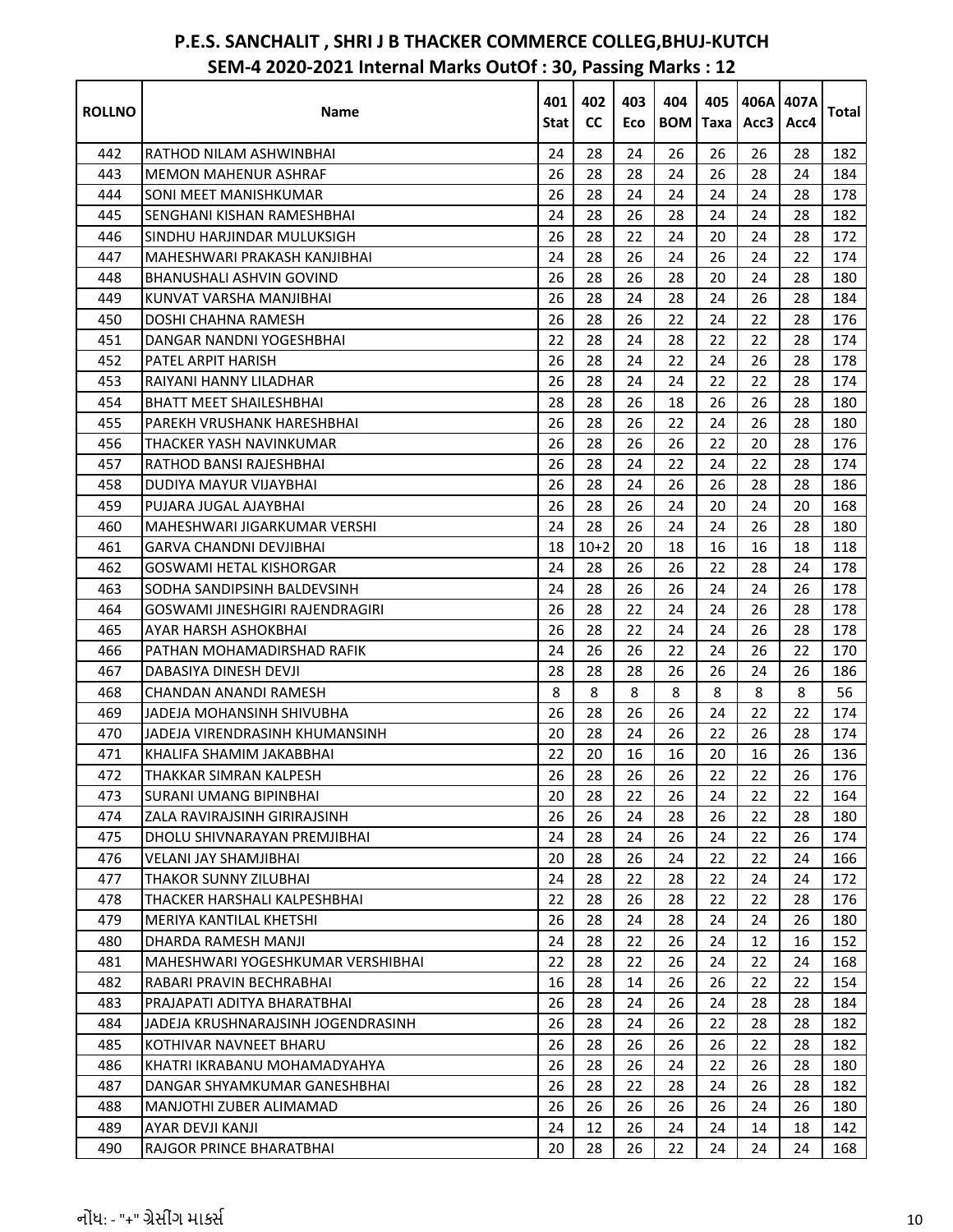# P.E.S. SANCHALIT , SHRI J B THACKER COMMERCE COLLEG,BHUJ-KUTCH

## SEM-4 2020-2021 Internal Marks OutOf : 30, Passing Marks : 12

| ROLLNO | Name | 401 Stat | 402 CC | 403 Eco | 404 BOM | 405 Taxa | 406A Acc3 | 407A Acc4 | Total |
|---|---|---|---|---|---|---|---|---|---|
| 442 | RATHOD NILAM ASHWINBHAI | 24 | 28 | 24 | 26 | 26 | 26 | 28 | 182 |
| 443 | MEMON MAHENUR ASHRAF | 26 | 28 | 28 | 24 | 26 | 28 | 24 | 184 |
| 444 | SONI MEET MANISHKUMAR | 26 | 28 | 24 | 24 | 24 | 24 | 28 | 178 |
| 445 | SENGHANI KISHAN RAMESHBHAI | 24 | 28 | 26 | 28 | 24 | 24 | 28 | 182 |
| 446 | SINDHU HARJINDAR MULUKSIGH | 26 | 28 | 22 | 24 | 20 | 24 | 28 | 172 |
| 447 | MAHESHWARI PRAKASH KANJIBHAI | 24 | 28 | 26 | 24 | 26 | 24 | 22 | 174 |
| 448 | BHANUSHALI ASHVIN GOVIND | 26 | 28 | 26 | 28 | 20 | 24 | 28 | 180 |
| 449 | KUNVAT VARSHA MANJIBHAI | 26 | 28 | 24 | 28 | 24 | 26 | 28 | 184 |
| 450 | DOSHI CHAHNA RAMESH | 26 | 28 | 26 | 22 | 24 | 22 | 28 | 176 |
| 451 | DANGAR NANDNI YOGESHBHAI | 22 | 28 | 24 | 28 | 22 | 22 | 28 | 174 |
| 452 | PATEL ARPIT HARISH | 26 | 28 | 24 | 22 | 24 | 26 | 28 | 178 |
| 453 | RAIYANI HANNY LILADHAR | 26 | 28 | 24 | 24 | 22 | 22 | 28 | 174 |
| 454 | BHATT MEET SHAILESHBHAI | 28 | 28 | 26 | 18 | 26 | 26 | 28 | 180 |
| 455 | PAREKH VRUSHANK HARESHBHAI | 26 | 28 | 26 | 22 | 24 | 26 | 28 | 180 |
| 456 | THACKER YASH NAVINKUMAR | 26 | 28 | 26 | 26 | 22 | 20 | 28 | 176 |
| 457 | RATHOD BANSI RAJESHBHAI | 26 | 28 | 24 | 22 | 24 | 22 | 28 | 174 |
| 458 | DUDIYA MAYUR VIJAYBHAI | 26 | 28 | 24 | 26 | 26 | 28 | 28 | 186 |
| 459 | PUJARA JUGAL AJAYBHAI | 26 | 28 | 26 | 24 | 20 | 24 | 20 | 168 |
| 460 | MAHESHWARI JIGARKUMAR VERSHI | 24 | 28 | 26 | 24 | 24 | 26 | 28 | 180 |
| 461 | GARVA CHANDNI DEVJIBHAI | 18 | 10+2 | 20 | 18 | 16 | 16 | 18 | 118 |
| 462 | GOSWAMI HETAL KISHORGAR | 24 | 28 | 26 | 26 | 22 | 28 | 24 | 178 |
| 463 | SODHA SANDIPSINH BALDEVSINH | 24 | 28 | 26 | 26 | 24 | 24 | 26 | 178 |
| 464 | GOSWAMI JINESHGIRI RAJENDRAGIRI | 26 | 28 | 22 | 24 | 24 | 26 | 28 | 178 |
| 465 | AYAR HARSH ASHOKBHAI | 26 | 28 | 22 | 24 | 24 | 26 | 28 | 178 |
| 466 | PATHAN MOHAMADIRSHAD RAFIK | 24 | 26 | 26 | 22 | 24 | 26 | 22 | 170 |
| 467 | DABASIYA DINESH DEVJI | 28 | 28 | 28 | 26 | 26 | 24 | 26 | 186 |
| 468 | CHANDAN ANANDI RAMESH | 8 | 8 | 8 | 8 | 8 | 8 | 8 | 56 |
| 469 | JADEJA MOHANSINH SHIVUBHA | 26 | 28 | 26 | 26 | 24 | 22 | 22 | 174 |
| 470 | JADEJA VIRENDRASINH KHUMANSINH | 20 | 28 | 24 | 26 | 22 | 26 | 28 | 174 |
| 471 | KHALIFA SHAMIM JAKABBHAI | 22 | 20 | 16 | 16 | 20 | 16 | 26 | 136 |
| 472 | THAKKAR SIMRAN KALPESH | 26 | 28 | 26 | 26 | 22 | 22 | 26 | 176 |
| 473 | SURANI UMANG BIPINBHAI | 20 | 28 | 22 | 26 | 24 | 22 | 22 | 164 |
| 474 | ZALA RAVIRAJSINH GIRIRAJSINH | 26 | 26 | 24 | 28 | 26 | 22 | 28 | 180 |
| 475 | DHOLU SHIVNARAYAN PREMJIBHAI | 24 | 28 | 24 | 26 | 24 | 22 | 26 | 174 |
| 476 | VELANI JAY SHAMJIBHAI | 20 | 28 | 26 | 24 | 22 | 22 | 24 | 166 |
| 477 | THAKOR SUNNY ZILUBHAI | 24 | 28 | 22 | 28 | 22 | 24 | 24 | 172 |
| 478 | THACKER HARSHALI KALPESHBHAI | 22 | 28 | 26 | 28 | 22 | 22 | 28 | 176 |
| 479 | MERIYA KANTILAL KHETSHI | 26 | 28 | 24 | 28 | 24 | 24 | 26 | 180 |
| 480 | DHARDA RAMESH MANJI | 24 | 28 | 22 | 26 | 24 | 12 | 16 | 152 |
| 481 | MAHESHWARI YOGESHKUMAR VERSHIBHAI | 22 | 28 | 22 | 26 | 24 | 22 | 24 | 168 |
| 482 | RABARI PRAVIN BECHRABHAI | 16 | 28 | 14 | 26 | 26 | 22 | 22 | 154 |
| 483 | PRAJAPATI ADITYA BHARATBHAI | 26 | 28 | 24 | 26 | 24 | 28 | 28 | 184 |
| 484 | JADEJA KRUSHNARAJSINH JOGENDRASINH | 26 | 28 | 24 | 26 | 22 | 28 | 28 | 182 |
| 485 | KOTHIVAR NAVNEET BHARU | 26 | 28 | 26 | 26 | 26 | 22 | 28 | 182 |
| 486 | KHATRI IKRABANU MOHAMADYAHYA | 26 | 28 | 26 | 24 | 22 | 26 | 28 | 180 |
| 487 | DANGAR SHYAMKUMAR GANESHBHAI | 26 | 28 | 22 | 28 | 24 | 26 | 28 | 182 |
| 488 | MANJOTHI ZUBER ALIMAMAD | 26 | 26 | 26 | 26 | 26 | 24 | 26 | 180 |
| 489 | AYAR DEVJI KANJI | 24 | 12 | 26 | 24 | 24 | 14 | 18 | 142 |
| 490 | RAJGOR PRINCE BHARATBHAI | 20 | 28 | 26 | 22 | 24 | 24 | 24 | 168 |

નોંધ: - "+" ગ્રેસીંગ માર્ક્સ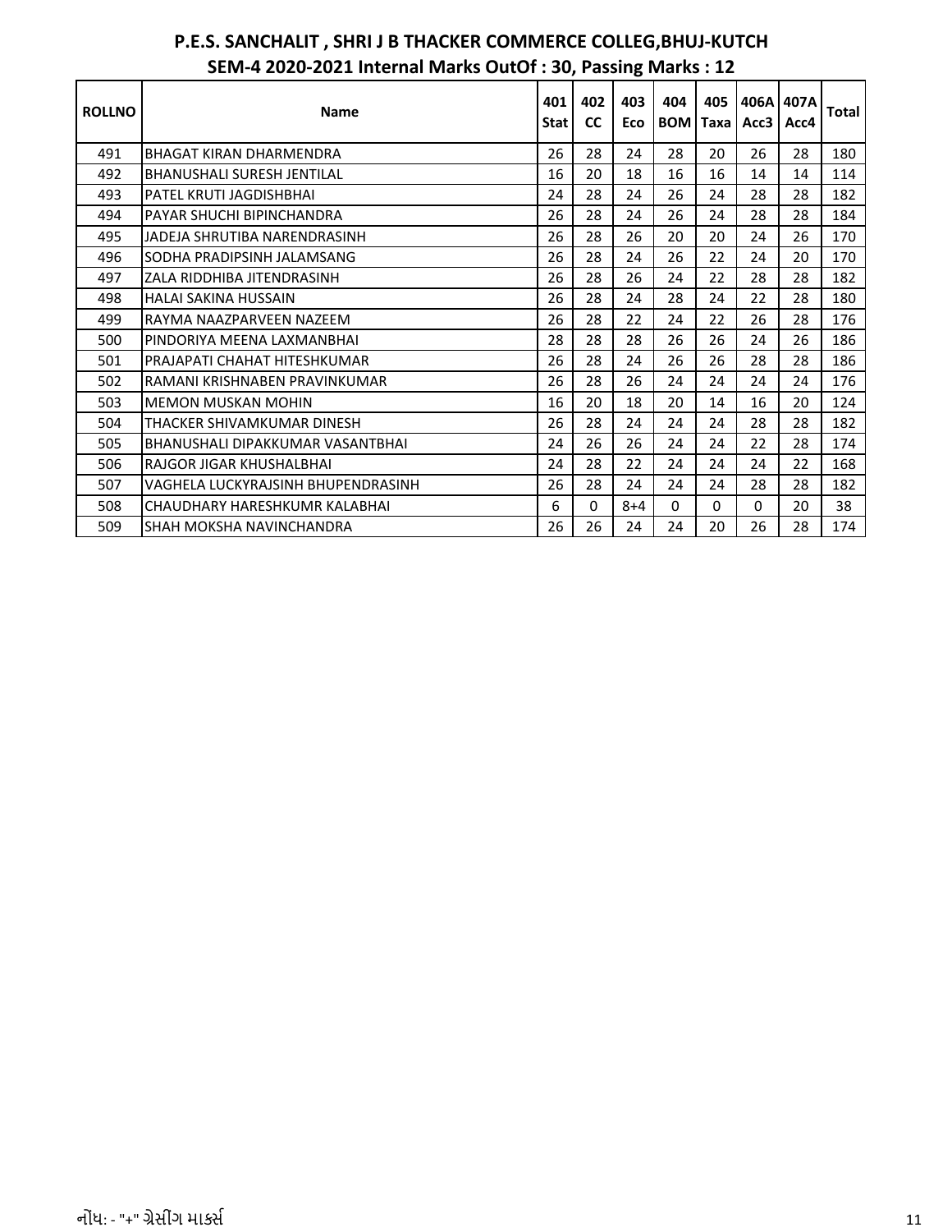# P.E.S. SANCHALIT , SHRI J B THACKER COMMERCE COLLEG,BHUJ-KUTCH

## SEM-4 2020-2021 Internal Marks OutOf : 30, Passing Marks : 12

| ROLLNO | Name | 401 Stat | 402 CC | 403 Eco | 404 BOM | 405 Taxa | 406A Acc3 | 407A Acc4 | Total |
|---|---|---|---|---|---|---|---|---|---|
| 491 | BHAGAT KIRAN DHARMENDRA | 26 | 28 | 24 | 28 | 20 | 26 | 28 | 180 |
| 492 | BHANUSHALI SURESH JENTILAL | 16 | 20 | 18 | 16 | 16 | 14 | 14 | 114 |
| 493 | PATEL KRUTI JAGDISHBHAI | 24 | 28 | 24 | 26 | 24 | 28 | 28 | 182 |
| 494 | PAYAR SHUCHI BIPINCHANDRA | 26 | 28 | 24 | 26 | 24 | 28 | 28 | 184 |
| 495 | JADEJA SHRUTIBA NARENDRASINH | 26 | 28 | 26 | 20 | 20 | 24 | 26 | 170 |
| 496 | SODHA PRADIPSINH JALAMSANG | 26 | 28 | 24 | 26 | 22 | 24 | 20 | 170 |
| 497 | ZALA RIDDHIBA JITENDRASINH | 26 | 28 | 26 | 24 | 22 | 28 | 28 | 182 |
| 498 | HALAI SAKINA HUSSAIN | 26 | 28 | 24 | 28 | 24 | 22 | 28 | 180 |
| 499 | RAYMA NAAZPARVEEN NAZEEM | 26 | 28 | 22 | 24 | 22 | 26 | 28 | 176 |
| 500 | PINDORIYA MEENA LAXMANBHAI | 28 | 28 | 28 | 26 | 26 | 24 | 26 | 186 |
| 501 | PRAJAPATI CHAHAT HITESHKUMAR | 26 | 28 | 24 | 26 | 26 | 28 | 28 | 186 |
| 502 | RAMANI KRISHNABEN PRAVINKUMAR | 26 | 28 | 26 | 24 | 24 | 24 | 24 | 176 |
| 503 | MEMON MUSKAN MOHIN | 16 | 20 | 18 | 20 | 14 | 16 | 20 | 124 |
| 504 | THACKER SHIVAMKUMAR DINESH | 26 | 28 | 24 | 24 | 24 | 28 | 28 | 182 |
| 505 | BHANUSHALI DIPAKKUMAR VASANTBHAI | 24 | 26 | 26 | 24 | 24 | 22 | 28 | 174 |
| 506 | RAJGOR JIGAR KHUSHALBHAI | 24 | 28 | 22 | 24 | 24 | 24 | 22 | 168 |
| 507 | VAGHELA LUCKYRAJSINH BHUPENDRASINH | 26 | 28 | 24 | 24 | 24 | 28 | 28 | 182 |
| 508 | CHAUDHARY HARESHKUMR KALABHAI | 6 | 0 | 8+4 | 0 | 0 | 0 | 20 | 38 |
| 509 | SHAH MOKSHA NAVINCHANDRA | 26 | 26 | 24 | 24 | 20 | 26 | 28 | 174 |

નોંધ: - "+" ગ્રેસીંગ માર્ક્સ